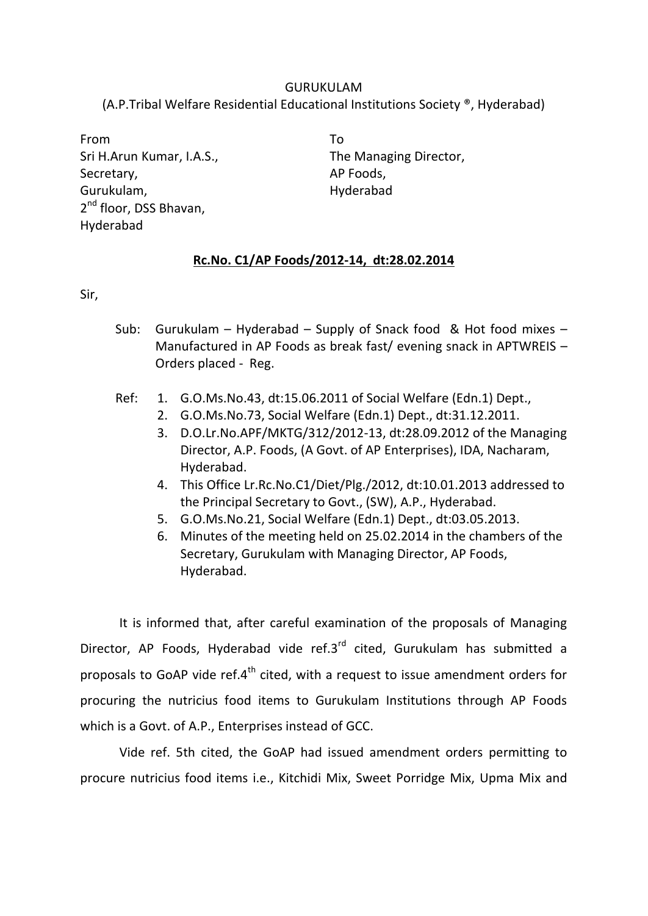GURUKULAM

(A.P.Tribal Welfare Residential Educational Institutions Society ®, Hyderabad)

| From | To |
|---|---|
| Sri H.Arun Kumar, I.A.S., | The Managing Director, |
| Secretary, | AP Foods, |
| Gurukulam, | Hyderabad |
| 2nd floor, DSS Bhavan, | |
| Hyderabad | |

**Rc.No. C1/AP Foods/2012-14, dt:28.02.2014**

Sir,

Sub: Gurukulam – Hyderabad – Supply of Snack food & Hot food mixes – Manufactured in AP Foods as break fast/ evening snack in APTWREIS – Orders placed - Reg.

Ref:
1. G.O.Ms.No.43, dt:15.06.2011 of Social Welfare (Edn.1) Dept.,
2. G.O.Ms.No.73, Social Welfare (Edn.1) Dept., dt:31.12.2011.
3. D.O.Lr.No.APF/MKTG/312/2012-13, dt:28.09.2012 of the Managing Director, A.P. Foods, (A Govt. of AP Enterprises), IDA, Nacharam, Hyderabad.
4. This Office Lr.Rc.No.C1/Diet/Plg./2012, dt:10.01.2013 addressed to the Principal Secretary to Govt., (SW), A.P., Hyderabad.
5. G.O.Ms.No.21, Social Welfare (Edn.1) Dept., dt:03.05.2013.
6. Minutes of the meeting held on 25.02.2014 in the chambers of the Secretary, Gurukulam with Managing Director, AP Foods, Hyderabad.

It is informed that, after careful examination of the proposals of Managing Director, AP Foods, Hyderabad vide ref.3rd cited, Gurukulam has submitted a proposals to GoAP vide ref.4th cited, with a request to issue amendment orders for procuring the nutricius food items to Gurukulam Institutions through AP Foods which is a Govt. of A.P., Enterprises instead of GCC.

Vide ref. 5th cited, the GoAP had issued amendment orders permitting to procure nutricius food items i.e., Kitchidi Mix, Sweet Porridge Mix, Upma Mix and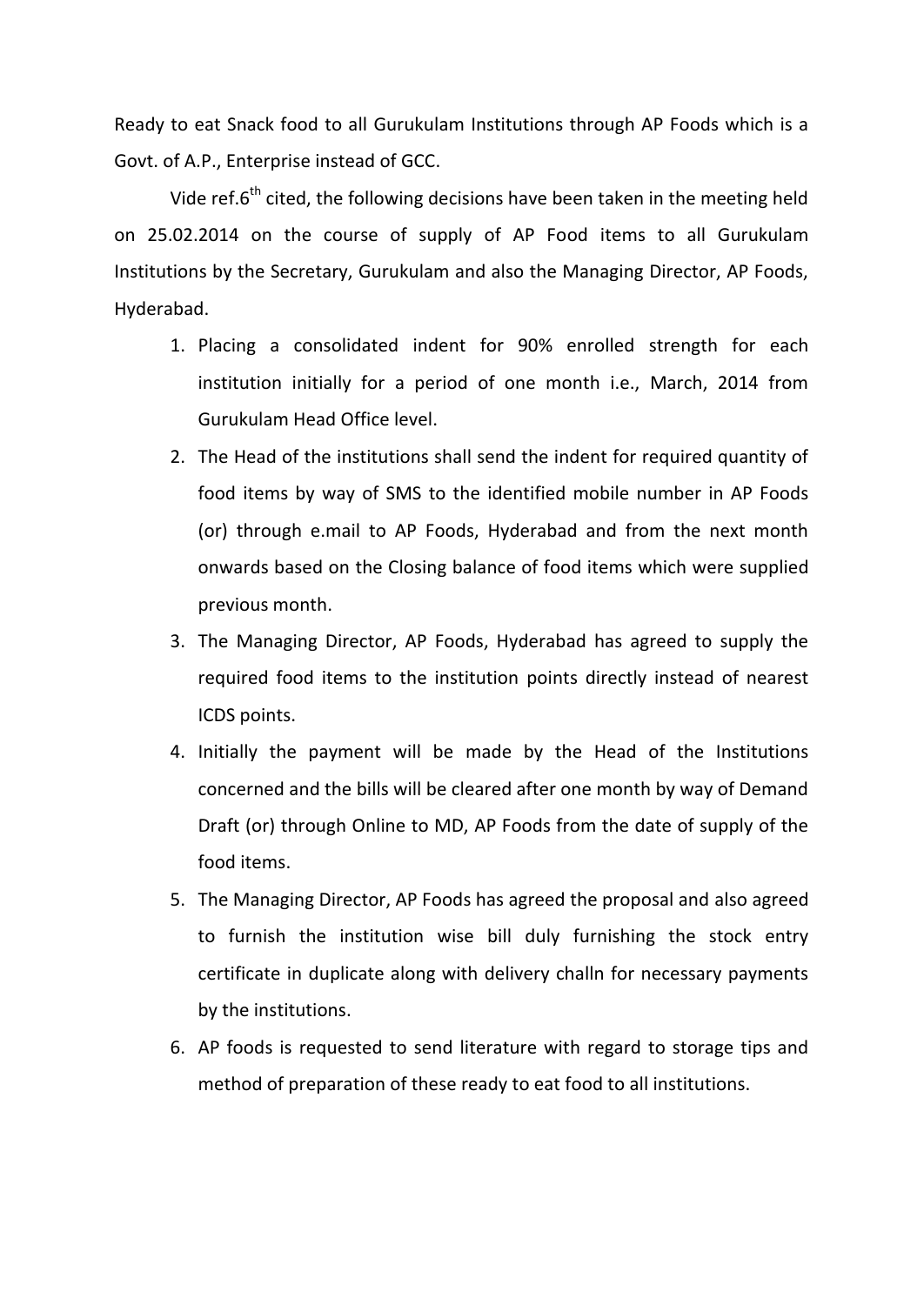Ready to eat Snack food to all Gurukulam Institutions through AP Foods which is a Govt. of A.P., Enterprise instead of GCC.

Vide ref.6th cited, the following decisions have been taken in the meeting held on 25.02.2014 on the course of supply of AP Food items to all Gurukulam Institutions by the Secretary, Gurukulam and also the Managing Director, AP Foods, Hyderabad.

1. Placing a consolidated indent for 90% enrolled strength for each institution initially for a period of one month i.e., March, 2014 from Gurukulam Head Office level.
2. The Head of the institutions shall send the indent for required quantity of food items by way of SMS to the identified mobile number in AP Foods (or) through e.mail to AP Foods, Hyderabad and from the next month onwards based on the Closing balance of food items which were supplied previous month.
3. The Managing Director, AP Foods, Hyderabad has agreed to supply the required food items to the institution points directly instead of nearest ICDS points.
4. Initially the payment will be made by the Head of the Institutions concerned and the bills will be cleared after one month by way of Demand Draft (or) through Online to MD, AP Foods from the date of supply of the food items.
5. The Managing Director, AP Foods has agreed the proposal and also agreed to furnish the institution wise bill duly furnishing the stock entry certificate in duplicate along with delivery challn for necessary payments by the institutions.
6. AP foods is requested to send literature with regard to storage tips and method of preparation of these ready to eat food to all institutions.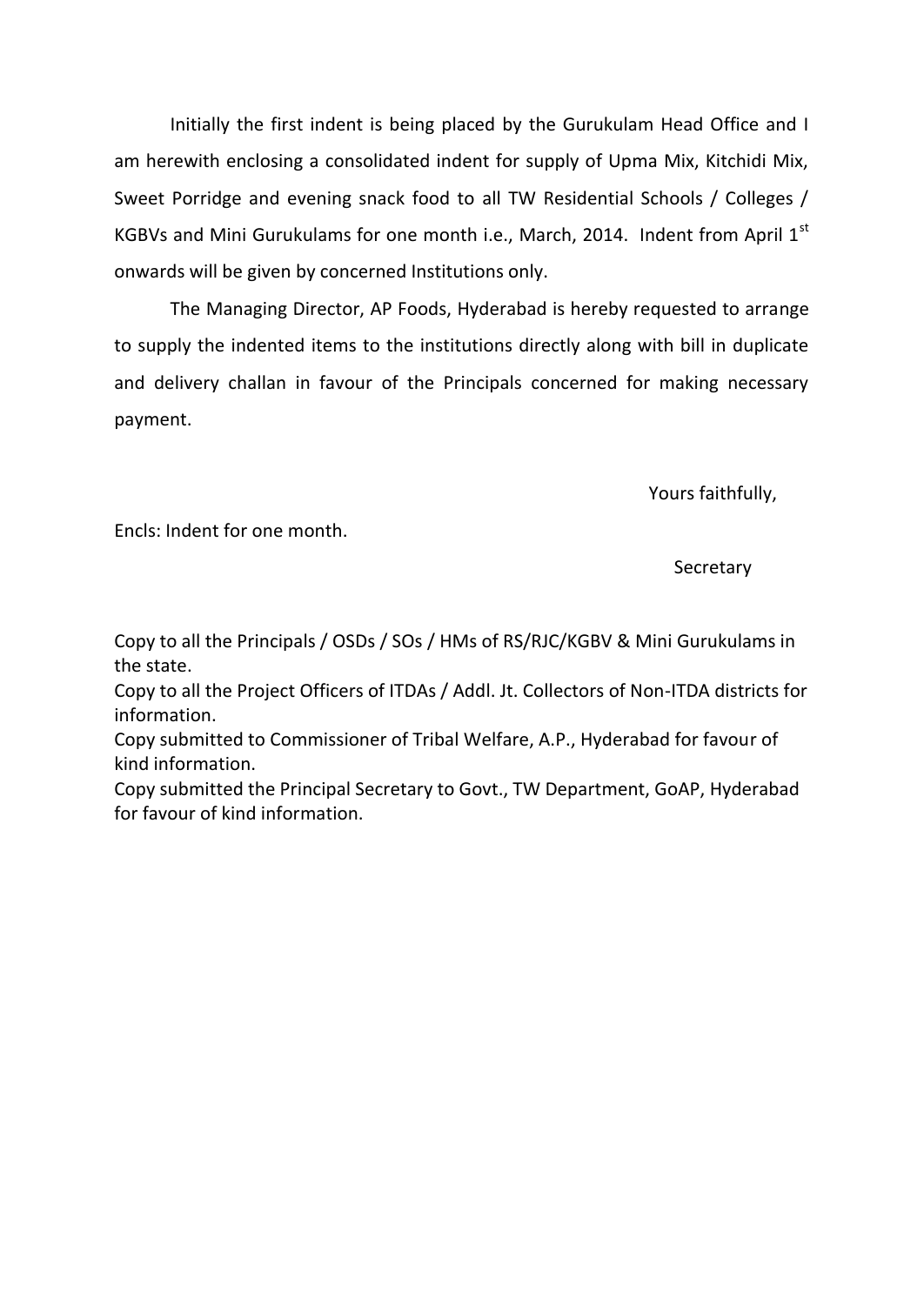Initially the first indent is being placed by the Gurukulam Head Office and I am herewith enclosing a consolidated indent for supply of Upma Mix, Kitchidi Mix, Sweet Porridge and evening snack food to all TW Residential Schools / Colleges / KGBVs and Mini Gurukulams for one month i.e., March, 2014. Indent from April 1st onwards will be given by concerned Institutions only.

The Managing Director, AP Foods, Hyderabad is hereby requested to arrange to supply the indented items to the institutions directly along with bill in duplicate and delivery challan in favour of the Principals concerned for making necessary payment.

Yours faithfully,

Encls: Indent for one month.

Secretary

Copy to all the Principals / OSDs / SOs / HMs of RS/RJC/KGBV & Mini Gurukulams in the state.

Copy to all the Project Officers of ITDAs / Addl. Jt. Collectors of Non-ITDA districts for information.

Copy submitted to Commissioner of Tribal Welfare, A.P., Hyderabad for favour of kind information.

Copy submitted the Principal Secretary to Govt., TW Department, GoAP, Hyderabad for favour of kind information.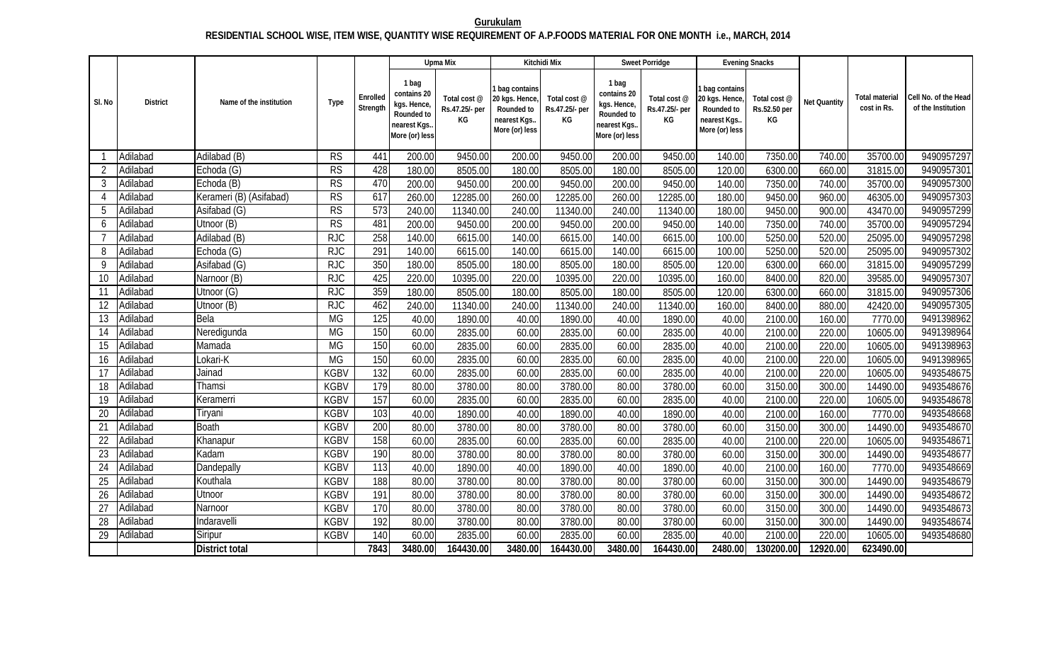**Gurukulam**

**RESIDENTIAL SCHOOL WISE, ITEM WISE, QUANTITY WISE REQUIREMENT OF A.P.FOODS MATERIAL FOR ONE MONTH i.e., MARCH, 2014**

| Sl. No | District | Name of the institution | Type | Enrolled Strength | Upma Mix | | Kitchidi Mix | | Sweet Porridge | | Evening Snacks | | Net Quantity | Total material cost in Rs. | Cell No. of the Head of the Institution |
|---|---|---|---|---|---|---|---|---|---|---|---|---|---|---|---|
| | | | | | 1 bag contains 20 kgs. Hence, Rounded to nearest Kgs.. More (or) less | Total cost @ Rs.47.25/- per KG | 1 bag contains 20 kgs. Hence, Rounded to nearest Kgs.. More (or) less | Total cost @ Rs.47.25/- per KG | 1 bag contains 20 kgs. Hence, Rounded to nearest Kgs.. More (or) less | Total cost @ Rs.47.25/- per KG | 1 bag contains 20 kgs. Hence, Rounded to nearest Kgs.. More (or) less | Total cost @ Rs.52.50 per KG | | | |
| 1 | Adilabad | Adilabad (B) | RS | 441 | 200.00 | 9450.00 | 200.00 | 9450.00 | 200.00 | 9450.00 | 140.00 | 7350.00 | 740.00 | 35700.00 | 9490957297 |
| 2 | Adilabad | Echoda (G) | RS | 428 | 180.00 | 8505.00 | 180.00 | 8505.00 | 180.00 | 8505.00 | 120.00 | 6300.00 | 660.00 | 31815.00 | 9490957301 |
| 3 | Adilabad | Echoda (B) | RS | 470 | 200.00 | 9450.00 | 200.00 | 9450.00 | 200.00 | 9450.00 | 140.00 | 7350.00 | 740.00 | 35700.00 | 9490957300 |
| 4 | Adilabad | Kerameri (B) (Asifabad) | RS | 617 | 260.00 | 12285.00 | 260.00 | 12285.00 | 260.00 | 12285.00 | 180.00 | 9450.00 | 960.00 | 46305.00 | 9490957303 |
| 5 | Adilabad | Asifabad (G) | RS | 573 | 240.00 | 11340.00 | 240.00 | 11340.00 | 240.00 | 11340.00 | 180.00 | 9450.00 | 900.00 | 43470.00 | 9490957299 |
| 6 | Adilabad | Utnoor (B) | RS | 481 | 200.00 | 9450.00 | 200.00 | 9450.00 | 200.00 | 9450.00 | 140.00 | 7350.00 | 740.00 | 35700.00 | 9490957294 |
| 7 | Adilabad | Adilabad (B) | RJC | 258 | 140.00 | 6615.00 | 140.00 | 6615.00 | 140.00 | 6615.00 | 100.00 | 5250.00 | 520.00 | 25095.00 | 9490957298 |
| 8 | Adilabad | Echoda (G) | RJC | 291 | 140.00 | 6615.00 | 140.00 | 6615.00 | 140.00 | 6615.00 | 100.00 | 5250.00 | 520.00 | 25095.00 | 9490957302 |
| 9 | Adilabad | Asifabad (G) | RJC | 350 | 180.00 | 8505.00 | 180.00 | 8505.00 | 180.00 | 8505.00 | 120.00 | 6300.00 | 660.00 | 31815.00 | 9490957299 |
| 10 | Adilabad | Narnoor (B) | RJC | 425 | 220.00 | 10395.00 | 220.00 | 10395.00 | 220.00 | 10395.00 | 160.00 | 8400.00 | 820.00 | 39585.00 | 9490957307 |
| 11 | Adilabad | Utnoor (G) | RJC | 359 | 180.00 | 8505.00 | 180.00 | 8505.00 | 180.00 | 8505.00 | 120.00 | 6300.00 | 660.00 | 31815.00 | 9490957306 |
| 12 | Adilabad | Utnoor (B) | RJC | 462 | 240.00 | 11340.00 | 240.00 | 11340.00 | 240.00 | 11340.00 | 160.00 | 8400.00 | 880.00 | 42420.00 | 9490957305 |
| 13 | Adilabad | Bela | MG | 125 | 40.00 | 1890.00 | 40.00 | 1890.00 | 40.00 | 1890.00 | 40.00 | 2100.00 | 160.00 | 7770.00 | 9491398962 |
| 14 | Adilabad | Neredigunda | MG | 150 | 60.00 | 2835.00 | 60.00 | 2835.00 | 60.00 | 2835.00 | 40.00 | 2100.00 | 220.00 | 10605.00 | 9491398964 |
| 15 | Adilabad | Mamada | MG | 150 | 60.00 | 2835.00 | 60.00 | 2835.00 | 60.00 | 2835.00 | 40.00 | 2100.00 | 220.00 | 10605.00 | 9491398963 |
| 16 | Adilabad | Lokari-K | MG | 150 | 60.00 | 2835.00 | 60.00 | 2835.00 | 60.00 | 2835.00 | 40.00 | 2100.00 | 220.00 | 10605.00 | 9491398965 |
| 17 | Adilabad | Jainad | KGBV | 132 | 60.00 | 2835.00 | 60.00 | 2835.00 | 60.00 | 2835.00 | 40.00 | 2100.00 | 220.00 | 10605.00 | 9493548675 |
| 18 | Adilabad | Thamsi | KGBV | 179 | 80.00 | 3780.00 | 80.00 | 3780.00 | 80.00 | 3780.00 | 60.00 | 3150.00 | 300.00 | 14490.00 | 9493548676 |
| 19 | Adilabad | Keramerri | KGBV | 157 | 60.00 | 2835.00 | 60.00 | 2835.00 | 60.00 | 2835.00 | 40.00 | 2100.00 | 220.00 | 10605.00 | 9493548678 |
| 20 | Adilabad | Tiryani | KGBV | 103 | 40.00 | 1890.00 | 40.00 | 1890.00 | 40.00 | 1890.00 | 40.00 | 2100.00 | 160.00 | 7770.00 | 9493548668 |
| 21 | Adilabad | Boath | KGBV | 200 | 80.00 | 3780.00 | 80.00 | 3780.00 | 80.00 | 3780.00 | 60.00 | 3150.00 | 300.00 | 14490.00 | 9493548670 |
| 22 | Adilabad | Khanapur | KGBV | 158 | 60.00 | 2835.00 | 60.00 | 2835.00 | 60.00 | 2835.00 | 40.00 | 2100.00 | 220.00 | 10605.00 | 9493548671 |
| 23 | Adilabad | Kadam | KGBV | 190 | 80.00 | 3780.00 | 80.00 | 3780.00 | 80.00 | 3780.00 | 60.00 | 3150.00 | 300.00 | 14490.00 | 9493548677 |
| 24 | Adilabad | Dandepally | KGBV | 113 | 40.00 | 1890.00 | 40.00 | 1890.00 | 40.00 | 1890.00 | 40.00 | 2100.00 | 160.00 | 7770.00 | 9493548669 |
| 25 | Adilabad | Kouthala | KGBV | 188 | 80.00 | 3780.00 | 80.00 | 3780.00 | 80.00 | 3780.00 | 60.00 | 3150.00 | 300.00 | 14490.00 | 9493548679 |
| 26 | Adilabad | Utnoor | KGBV | 191 | 80.00 | 3780.00 | 80.00 | 3780.00 | 80.00 | 3780.00 | 60.00 | 3150.00 | 300.00 | 14490.00 | 9493548672 |
| 27 | Adilabad | Narnoor | KGBV | 170 | 80.00 | 3780.00 | 80.00 | 3780.00 | 80.00 | 3780.00 | 60.00 | 3150.00 | 300.00 | 14490.00 | 9493548673 |
| 28 | Adilabad | Indaravelli | KGBV | 192 | 80.00 | 3780.00 | 80.00 | 3780.00 | 80.00 | 3780.00 | 60.00 | 3150.00 | 300.00 | 14490.00 | 9493548674 |
| 29 | Adilabad | Siripur | KGBV | 140 | 60.00 | 2835.00 | 60.00 | 2835.00 | 60.00 | 2835.00 | 40.00 | 2100.00 | 220.00 | 10605.00 | 9493548680 |
| | | **District total** | | **7843** | **3480.00** | **164430.00** | **3480.00** | **164430.00** | **3480.00** | **164430.00** | **2480.00** | **130200.00** | **12920.00** | **623490.00** | |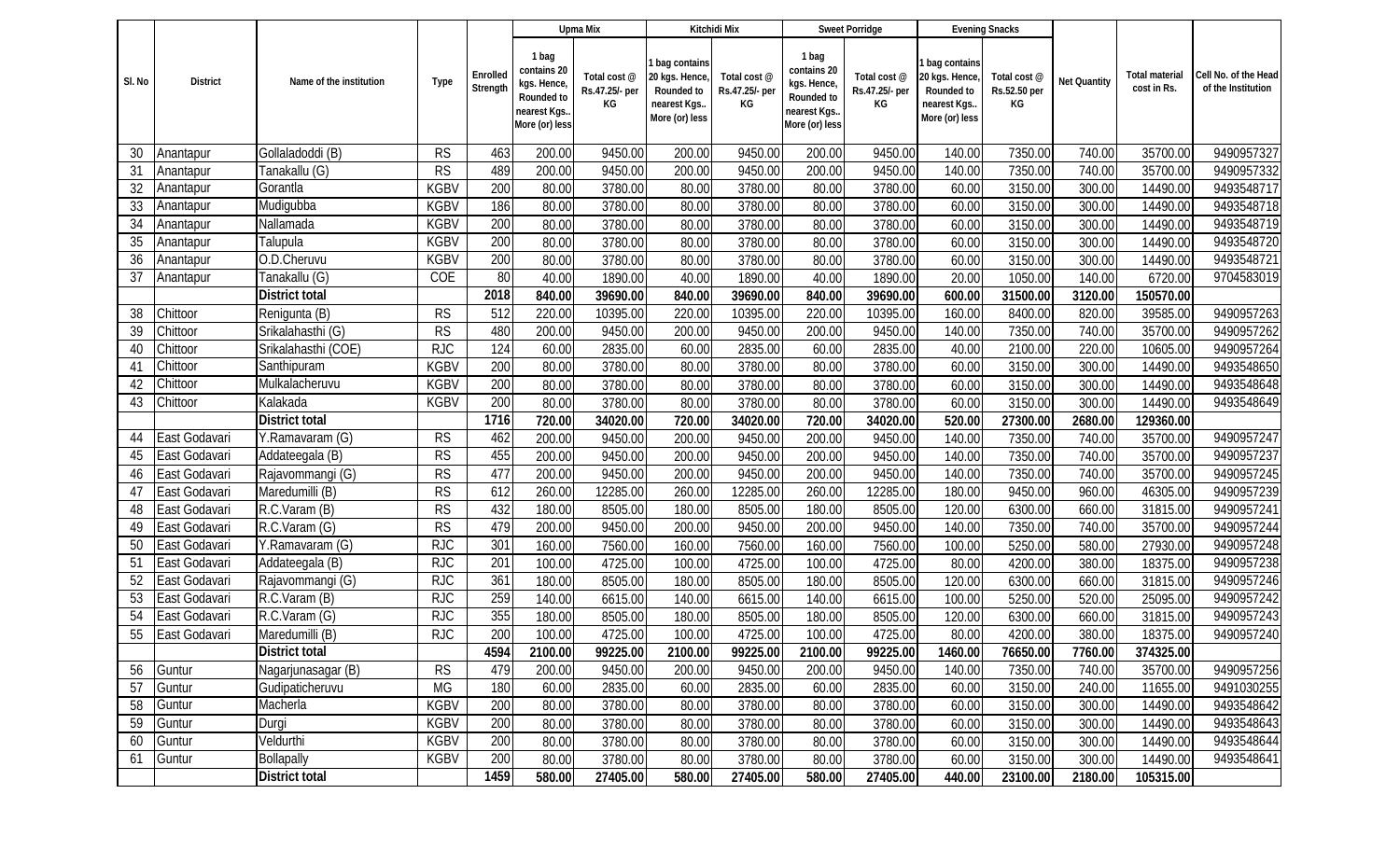| Sl. No | District | Name of the institution | Type | Enrolled Strength | Upma Mix | | Kitchidi Mix | | Sweet Porridge | | Evening Snacks | | Net Quantity | Total material cost in Rs. | Cell No. of the Head of the Institution |
|---|---|---|---|---|---|---|---|---|---|---|---|---|---|---|---|
| | | | | | 1 bag contains 20 kgs. Hence, Rounded to nearest Kgs.. More (or) less | Total cost @ Rs.47.25/- per KG | 1 bag contains 20 kgs. Hence, Rounded to nearest Kgs.. More (or) less | Total cost @ Rs.47.25/- per KG | 1 bag contains 20 kgs. Hence, Rounded to nearest Kgs.. More (or) less | Total cost @ Rs.47.25/- per KG | 1 bag contains 20 kgs. Hence, Rounded to nearest Kgs.. More (or) less | Total cost @ Rs.52.50 per KG | | | |
| 30 | Anantapur | Gollaladoddi (B) | RS | 463 | 200.00 | 9450.00 | 200.00 | 9450.00 | 200.00 | 9450.00 | 140.00 | 7350.00 | 740.00 | 35700.00 | 9490957327 |
| 31 | Anantapur | Tanakallu (G) | RS | 489 | 200.00 | 9450.00 | 200.00 | 9450.00 | 200.00 | 9450.00 | 140.00 | 7350.00 | 740.00 | 35700.00 | 9490957332 |
| 32 | Anantapur | Gorantla | KGBV | 200 | 80.00 | 3780.00 | 80.00 | 3780.00 | 80.00 | 3780.00 | 60.00 | 3150.00 | 300.00 | 14490.00 | 9493548717 |
| 33 | Anantapur | Mudigubba | KGBV | 186 | 80.00 | 3780.00 | 80.00 | 3780.00 | 80.00 | 3780.00 | 60.00 | 3150.00 | 300.00 | 14490.00 | 9493548718 |
| 34 | Anantapur | Nallamada | KGBV | 200 | 80.00 | 3780.00 | 80.00 | 3780.00 | 80.00 | 3780.00 | 60.00 | 3150.00 | 300.00 | 14490.00 | 9493548719 |
| 35 | Anantapur | Talupula | KGBV | 200 | 80.00 | 3780.00 | 80.00 | 3780.00 | 80.00 | 3780.00 | 60.00 | 3150.00 | 300.00 | 14490.00 | 9493548720 |
| 36 | Anantapur | O.D.Cheruvu | KGBV | 200 | 80.00 | 3780.00 | 80.00 | 3780.00 | 80.00 | 3780.00 | 60.00 | 3150.00 | 300.00 | 14490.00 | 9493548721 |
| 37 | Anantapur | Tanakallu (G) | COE | 80 | 40.00 | 1890.00 | 40.00 | 1890.00 | 40.00 | 1890.00 | 20.00 | 1050.00 | 140.00 | 6720.00 | 9704583019 |
| | | **District total** | | **2018** | **840.00** | **39690.00** | **840.00** | **39690.00** | **840.00** | **39690.00** | **600.00** | **31500.00** | **3120.00** | **150570.00** | |
| 38 | Chittoor | Renigunta (B) | RS | 512 | 220.00 | 10395.00 | 220.00 | 10395.00 | 220.00 | 10395.00 | 160.00 | 8400.00 | 820.00 | 39585.00 | 9490957263 |
| 39 | Chittoor | Srikalahasthi (G) | RS | 480 | 200.00 | 9450.00 | 200.00 | 9450.00 | 200.00 | 9450.00 | 140.00 | 7350.00 | 740.00 | 35700.00 | 9490957262 |
| 40 | Chittoor | Srikalahasthi (COE) | RJC | 124 | 60.00 | 2835.00 | 60.00 | 2835.00 | 60.00 | 2835.00 | 40.00 | 2100.00 | 220.00 | 10605.00 | 9490957264 |
| 41 | Chittoor | Santhipuram | KGBV | 200 | 80.00 | 3780.00 | 80.00 | 3780.00 | 80.00 | 3780.00 | 60.00 | 3150.00 | 300.00 | 14490.00 | 9493548650 |
| 42 | Chittoor | Mulkalacheruvu | KGBV | 200 | 80.00 | 3780.00 | 80.00 | 3780.00 | 80.00 | 3780.00 | 60.00 | 3150.00 | 300.00 | 14490.00 | 9493548648 |
| 43 | Chittoor | Kalakada | KGBV | 200 | 80.00 | 3780.00 | 80.00 | 3780.00 | 80.00 | 3780.00 | 60.00 | 3150.00 | 300.00 | 14490.00 | 9493548649 |
| | | **District total** | | **1716** | **720.00** | **34020.00** | **720.00** | **34020.00** | **720.00** | **34020.00** | **520.00** | **27300.00** | **2680.00** | **129360.00** | |
| 44 | East Godavari | Y.Ramavaram (G) | RS | 462 | 200.00 | 9450.00 | 200.00 | 9450.00 | 200.00 | 9450.00 | 140.00 | 7350.00 | 740.00 | 35700.00 | 9490957247 |
| 45 | East Godavari | Addateegala (B) | RS | 455 | 200.00 | 9450.00 | 200.00 | 9450.00 | 200.00 | 9450.00 | 140.00 | 7350.00 | 740.00 | 35700.00 | 9490957237 |
| 46 | East Godavari | Rajavommangi (G) | RS | 477 | 200.00 | 9450.00 | 200.00 | 9450.00 | 200.00 | 9450.00 | 140.00 | 7350.00 | 740.00 | 35700.00 | 9490957245 |
| 47 | East Godavari | Maredumilli (B) | RS | 612 | 260.00 | 12285.00 | 260.00 | 12285.00 | 260.00 | 12285.00 | 180.00 | 9450.00 | 960.00 | 46305.00 | 9490957239 |
| 48 | East Godavari | R.C.Varam (B) | RS | 432 | 180.00 | 8505.00 | 180.00 | 8505.00 | 180.00 | 8505.00 | 120.00 | 6300.00 | 660.00 | 31815.00 | 9490957241 |
| 49 | East Godavari | R.C.Varam (G) | RS | 479 | 200.00 | 9450.00 | 200.00 | 9450.00 | 200.00 | 9450.00 | 140.00 | 7350.00 | 740.00 | 35700.00 | 9490957244 |
| 50 | East Godavari | Y.Ramavaram (G) | RJC | 301 | 160.00 | 7560.00 | 160.00 | 7560.00 | 160.00 | 7560.00 | 100.00 | 5250.00 | 580.00 | 27930.00 | 9490957248 |
| 51 | East Godavari | Addateegala (B) | RJC | 201 | 100.00 | 4725.00 | 100.00 | 4725.00 | 100.00 | 4725.00 | 80.00 | 4200.00 | 380.00 | 18375.00 | 9490957238 |
| 52 | East Godavari | Rajavommangi (G) | RJC | 361 | 180.00 | 8505.00 | 180.00 | 8505.00 | 180.00 | 8505.00 | 120.00 | 6300.00 | 660.00 | 31815.00 | 9490957246 |
| 53 | East Godavari | R.C.Varam (B) | RJC | 259 | 140.00 | 6615.00 | 140.00 | 6615.00 | 140.00 | 6615.00 | 100.00 | 5250.00 | 520.00 | 25095.00 | 9490957242 |
| 54 | East Godavari | R.C.Varam (G) | RJC | 355 | 180.00 | 8505.00 | 180.00 | 8505.00 | 180.00 | 8505.00 | 120.00 | 6300.00 | 660.00 | 31815.00 | 9490957243 |
| 55 | East Godavari | Maredumilli (B) | RJC | 200 | 100.00 | 4725.00 | 100.00 | 4725.00 | 100.00 | 4725.00 | 80.00 | 4200.00 | 380.00 | 18375.00 | 9490957240 |
| | | **District total** | | **4594** | **2100.00** | **99225.00** | **2100.00** | **99225.00** | **2100.00** | **99225.00** | **1460.00** | **76650.00** | **7760.00** | **374325.00** | |
| 56 | Guntur | Nagarjunasagar (B) | RS | 479 | 200.00 | 9450.00 | 200.00 | 9450.00 | 200.00 | 9450.00 | 140.00 | 7350.00 | 740.00 | 35700.00 | 9490957256 |
| 57 | Guntur | Gudipaticheruvu | MG | 180 | 60.00 | 2835.00 | 60.00 | 2835.00 | 60.00 | 2835.00 | 60.00 | 3150.00 | 240.00 | 11655.00 | 9491030255 |
| 58 | Guntur | Macherla | KGBV | 200 | 80.00 | 3780.00 | 80.00 | 3780.00 | 80.00 | 3780.00 | 60.00 | 3150.00 | 300.00 | 14490.00 | 9493548642 |
| 59 | Guntur | Durgi | KGBV | 200 | 80.00 | 3780.00 | 80.00 | 3780.00 | 80.00 | 3780.00 | 60.00 | 3150.00 | 300.00 | 14490.00 | 9493548643 |
| 60 | Guntur | Veldurthi | KGBV | 200 | 80.00 | 3780.00 | 80.00 | 3780.00 | 80.00 | 3780.00 | 60.00 | 3150.00 | 300.00 | 14490.00 | 9493548644 |
| 61 | Guntur | Bollapally | KGBV | 200 | 80.00 | 3780.00 | 80.00 | 3780.00 | 80.00 | 3780.00 | 60.00 | 3150.00 | 300.00 | 14490.00 | 9493548641 |
| | | **District total** | | **1459** | **580.00** | **27405.00** | **580.00** | **27405.00** | **580.00** | **27405.00** | **440.00** | **23100.00** | **2180.00** | **105315.00** | |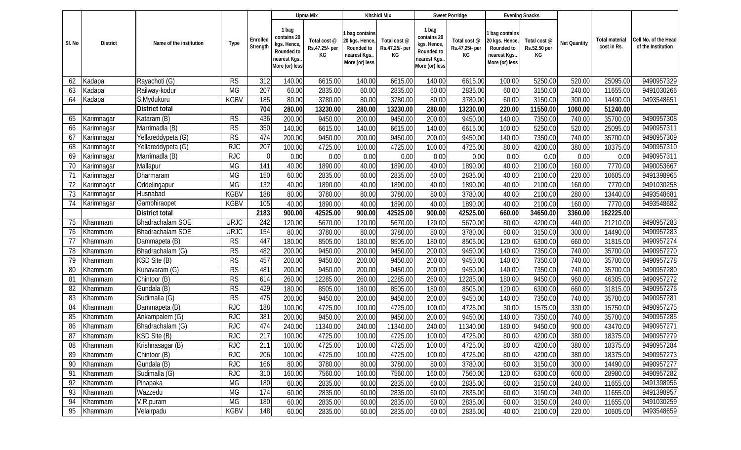| Sl. No | District | Name of the institution | Type | Enrolled Strength | Upma Mix | | Kitchidi Mix | | Sweet Porridge | | Evening Snacks | | Net Quantity | Total material cost in Rs. | Cell No. of the Head of the Institution |
|---|---|---|---|---|---|---|---|---|---|---|---|---|---|---|---|
| | | | | | 1 bag contains 20 kgs. Hence, Rounded to nearest Kgs.. More (or) less | Total cost @ Rs.47.25/- per KG | 1 bag contains 20 kgs. Hence, Rounded to nearest Kgs.. More (or) less | Total cost @ Rs.47.25/- per KG | 1 bag contains 20 kgs. Hence, Rounded to nearest Kgs.. More (or) less | Total cost @ Rs.47.25/- per KG | 1 bag contains 20 kgs. Hence, Rounded to nearest Kgs.. More (or) less | Total cost @ Rs.52.50 per KG | | | |
| 62 | Kadapa | Rayachoti (G) | RS | 312 | 140.00 | 6615.00 | 140.00 | 6615.00 | 140.00 | 6615.00 | 100.00 | 5250.00 | 520.00 | 25095.00 | 9490957329 |
| 63 | Kadapa | Railway-kodur | MG | 207 | 60.00 | 2835.00 | 60.00 | 2835.00 | 60.00 | 2835.00 | 60.00 | 3150.00 | 240.00 | 11655.00 | 9491030266 |
| 64 | Kadapa | S.Mydukuru | KGBV | 185 | 80.00 | 3780.00 | 80.00 | 3780.00 | 80.00 | 3780.00 | 60.00 | 3150.00 | 300.00 | 14490.00 | 9493548651 |
| | | **District total** | | **704** | **280.00** | **13230.00** | **280.00** | **13230.00** | **280.00** | **13230.00** | **220.00** | **11550.00** | **1060.00** | **51240.00** | |
| 65 | Karimnagar | Kataram (B) | RS | 436 | 200.00 | 9450.00 | 200.00 | 9450.00 | 200.00 | 9450.00 | 140.00 | 7350.00 | 740.00 | 35700.00 | 9490957308 |
| 66 | Karimnagar | Marrimadla (B) | RS | 350 | 140.00 | 6615.00 | 140.00 | 6615.00 | 140.00 | 6615.00 | 100.00 | 5250.00 | 520.00 | 25095.00 | 9490957311 |
| 67 | Karimnagar | Yellareddypeta (G) | RS | 474 | 200.00 | 9450.00 | 200.00 | 9450.00 | 200.00 | 9450.00 | 140.00 | 7350.00 | 740.00 | 35700.00 | 9490957309 |
| 68 | Karimnagar | Yellareddypeta (G) | RJC | 207 | 100.00 | 4725.00 | 100.00 | 4725.00 | 100.00 | 4725.00 | 80.00 | 4200.00 | 380.00 | 18375.00 | 9490957310 |
| 69 | Karimnagar | Marrimadla (B) | RJC | 0 | 0.00 | 0.00 | 0.00 | 0.00 | 0.00 | 0.00 | 0.00 | 0.00 | 0.00 | 0.00 | 9490957311 |
| 70 | Karimnagar | Mallapur | MG | 141 | 40.00 | 1890.00 | 40.00 | 1890.00 | 40.00 | 1890.00 | 40.00 | 2100.00 | 160.00 | 7770.00 | 9490053667 |
| 71 | Karimnagar | Dharmaram | MG | 150 | 60.00 | 2835.00 | 60.00 | 2835.00 | 60.00 | 2835.00 | 40.00 | 2100.00 | 220.00 | 10605.00 | 9491398965 |
| 72 | Karimnagar | Oddelingapur | MG | 132 | 40.00 | 1890.00 | 40.00 | 1890.00 | 40.00 | 1890.00 | 40.00 | 2100.00 | 160.00 | 7770.00 | 9491030258 |
| 73 | Karimnagar | Husnabad | KGBV | 188 | 80.00 | 3780.00 | 80.00 | 3780.00 | 80.00 | 3780.00 | 40.00 | 2100.00 | 280.00 | 13440.00 | 9493548681 |
| 74 | Karimnagar | Gambhiraopet | KGBV | 105 | 40.00 | 1890.00 | 40.00 | 1890.00 | 40.00 | 1890.00 | 40.00 | 2100.00 | 160.00 | 7770.00 | 9493548682 |
| | | **District total** | | **2183** | **900.00** | **42525.00** | **900.00** | **42525.00** | **900.00** | **42525.00** | **660.00** | **34650.00** | **3360.00** | **162225.00** | |
| 75 | Khammam | Bhadrachalam SOE | URJC | 242 | 120.00 | 5670.00 | 120.00 | 5670.00 | 120.00 | 5670.00 | 80.00 | 4200.00 | 440.00 | 21210.00 | 9490957283 |
| 76 | Khammam | Bhadrachalam SOE | URJC | 154 | 80.00 | 3780.00 | 80.00 | 3780.00 | 80.00 | 3780.00 | 60.00 | 3150.00 | 300.00 | 14490.00 | 9490957283 |
| 77 | Khammam | Dammapeta (B) | RS | 447 | 180.00 | 8505.00 | 180.00 | 8505.00 | 180.00 | 8505.00 | 120.00 | 6300.00 | 660.00 | 31815.00 | 9490957274 |
| 78 | Khammam | Bhadrachalam (G) | RS | 482 | 200.00 | 9450.00 | 200.00 | 9450.00 | 200.00 | 9450.00 | 140.00 | 7350.00 | 740.00 | 35700.00 | 9490957270 |
| 79 | Khammam | KSD Site (B) | RS | 457 | 200.00 | 9450.00 | 200.00 | 9450.00 | 200.00 | 9450.00 | 140.00 | 7350.00 | 740.00 | 35700.00 | 9490957278 |
| 80 | Khammam | Kunavaram (G) | RS | 481 | 200.00 | 9450.00 | 200.00 | 9450.00 | 200.00 | 9450.00 | 140.00 | 7350.00 | 740.00 | 35700.00 | 9490957280 |
| 81 | Khammam | Chintoor (B) | RS | 614 | 260.00 | 12285.00 | 260.00 | 12285.00 | 260.00 | 12285.00 | 180.00 | 9450.00 | 960.00 | 46305.00 | 9490957272 |
| 82 | Khammam | Gundala (B) | RS | 429 | 180.00 | 8505.00 | 180.00 | 8505.00 | 180.00 | 8505.00 | 120.00 | 6300.00 | 660.00 | 31815.00 | 9490957276 |
| 83 | Khammam | Sudimalla (G) | RS | 475 | 200.00 | 9450.00 | 200.00 | 9450.00 | 200.00 | 9450.00 | 140.00 | 7350.00 | 740.00 | 35700.00 | 9490957281 |
| 84 | Khammam | Dammapeta (B) | RJC | 188 | 100.00 | 4725.00 | 100.00 | 4725.00 | 100.00 | 4725.00 | 30.00 | 1575.00 | 330.00 | 15750.00 | 9490957275 |
| 85 | Khammam | Ankampalem (G) | RJC | 381 | 200.00 | 9450.00 | 200.00 | 9450.00 | 200.00 | 9450.00 | 140.00 | 7350.00 | 740.00 | 35700.00 | 9490957285 |
| 86 | Khammam | Bhadrachalam (G) | RJC | 474 | 240.00 | 11340.00 | 240.00 | 11340.00 | 240.00 | 11340.00 | 180.00 | 9450.00 | 900.00 | 43470.00 | 9490957271 |
| 87 | Khammam | KSD Site (B) | RJC | 217 | 100.00 | 4725.00 | 100.00 | 4725.00 | 100.00 | 4725.00 | 80.00 | 4200.00 | 380.00 | 18375.00 | 9490957279 |
| 88 | Khammam | Krishnasagar (B) | RJC | 211 | 100.00 | 4725.00 | 100.00 | 4725.00 | 100.00 | 4725.00 | 80.00 | 4200.00 | 380.00 | 18375.00 | 9490957284 |
| 89 | Khammam | Chintoor (B) | RJC | 206 | 100.00 | 4725.00 | 100.00 | 4725.00 | 100.00 | 4725.00 | 80.00 | 4200.00 | 380.00 | 18375.00 | 9490957273 |
| 90 | Khammam | Gundala (B) | RJC | 166 | 80.00 | 3780.00 | 80.00 | 3780.00 | 80.00 | 3780.00 | 60.00 | 3150.00 | 300.00 | 14490.00 | 9490957277 |
| 91 | Khammam | Sudimalla (G) | RJC | 310 | 160.00 | 7560.00 | 160.00 | 7560.00 | 160.00 | 7560.00 | 120.00 | 6300.00 | 600.00 | 28980.00 | 9490957282 |
| 92 | Khammam | Pinapaka | MG | 180 | 60.00 | 2835.00 | 60.00 | 2835.00 | 60.00 | 2835.00 | 60.00 | 3150.00 | 240.00 | 11655.00 | 9491398956 |
| 93 | Khammam | Wazzedu | MG | 174 | 60.00 | 2835.00 | 60.00 | 2835.00 | 60.00 | 2835.00 | 60.00 | 3150.00 | 240.00 | 11655.00 | 9491398957 |
| 94 | Khammam | V.R.puram | MG | 180 | 60.00 | 2835.00 | 60.00 | 2835.00 | 60.00 | 2835.00 | 60.00 | 3150.00 | 240.00 | 11655.00 | 9491030259 |
| 95 | Khammam | Velairpadu | KGBV | 148 | 60.00 | 2835.00 | 60.00 | 2835.00 | 60.00 | 2835.00 | 40.00 | 2100.00 | 220.00 | 10605.00 | 9493548659 |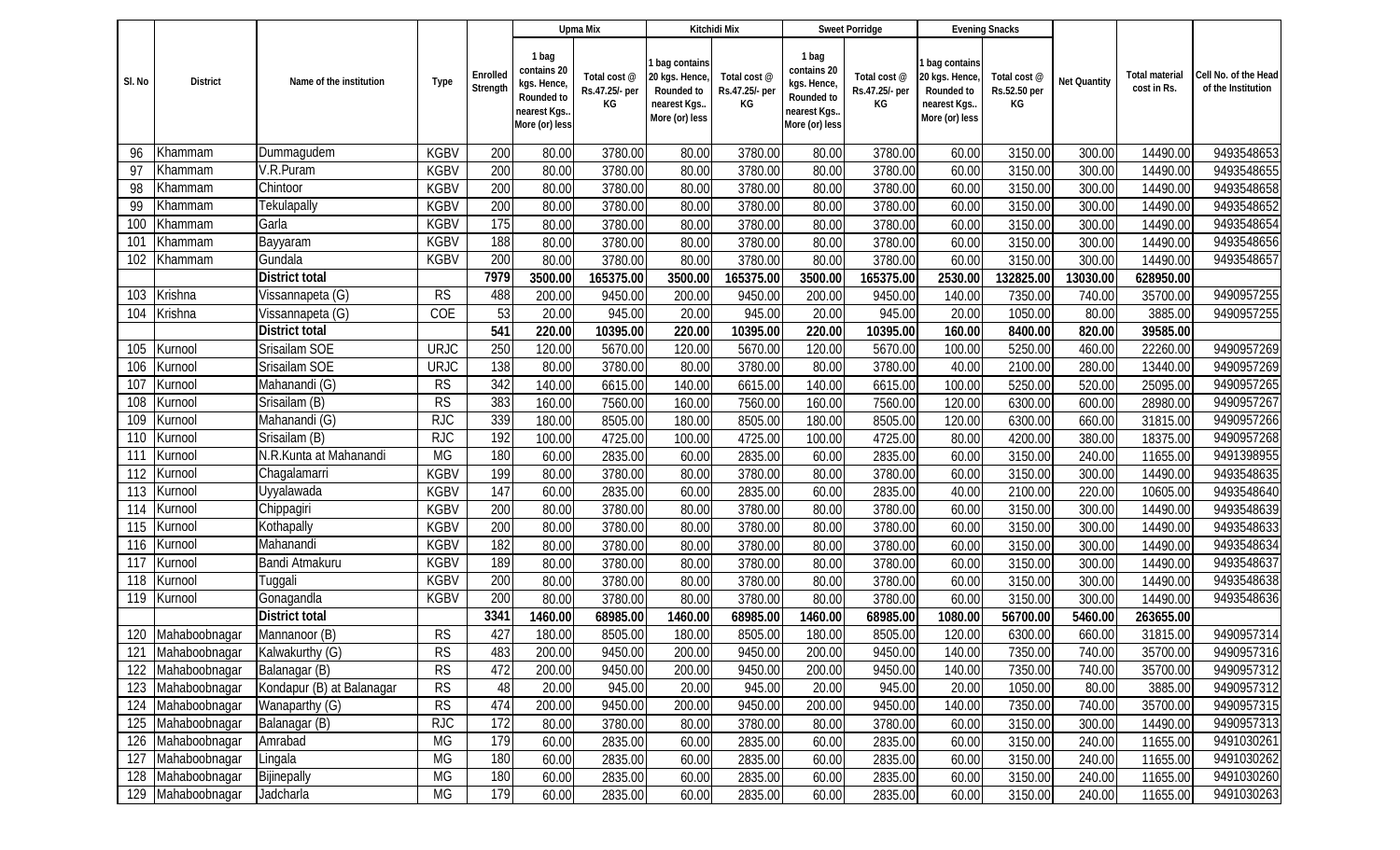| Sl. No | District | Name of the institution | Type | Enrolled Strength | Upma Mix | | Kitchidi Mix | | Sweet Porridge | | Evening Snacks | | Net Quantity | Total material cost in Rs. | Cell No. of the Head of the Institution |
|---|---|---|---|---|---|---|---|---|---|---|---|---|---|---|---|
| | | | | | 1 bag contains 20 kgs. Hence, Rounded to nearest Kgs.. More (or) less | Total cost @ Rs.47.25/- per KG | 1 bag contains 20 kgs. Hence, Rounded to nearest Kgs.. More (or) less | Total cost @ Rs.47.25/- per KG | 1 bag contains 20 kgs. Hence, Rounded to nearest Kgs.. More (or) less | Total cost @ Rs.47.25/- per KG | 1 bag contains 20 kgs. Hence, Rounded to nearest Kgs.. More (or) less | Total cost @ Rs.52.50 per KG | | | |
| 96 | Khammam | Dummagudem | KGBV | 200 | 80.00 | 3780.00 | 80.00 | 3780.00 | 80.00 | 3780.00 | 60.00 | 3150.00 | 300.00 | 14490.00 | 9493548653 |
| 97 | Khammam | V.R.Puram | KGBV | 200 | 80.00 | 3780.00 | 80.00 | 3780.00 | 80.00 | 3780.00 | 60.00 | 3150.00 | 300.00 | 14490.00 | 9493548655 |
| 98 | Khammam | Chintoor | KGBV | 200 | 80.00 | 3780.00 | 80.00 | 3780.00 | 80.00 | 3780.00 | 60.00 | 3150.00 | 300.00 | 14490.00 | 9493548658 |
| 99 | Khammam | Tekulapally | KGBV | 200 | 80.00 | 3780.00 | 80.00 | 3780.00 | 80.00 | 3780.00 | 60.00 | 3150.00 | 300.00 | 14490.00 | 9493548652 |
| 100 | Khammam | Garla | KGBV | 175 | 80.00 | 3780.00 | 80.00 | 3780.00 | 80.00 | 3780.00 | 60.00 | 3150.00 | 300.00 | 14490.00 | 9493548654 |
| 101 | Khammam | Bayyaram | KGBV | 188 | 80.00 | 3780.00 | 80.00 | 3780.00 | 80.00 | 3780.00 | 60.00 | 3150.00 | 300.00 | 14490.00 | 9493548656 |
| 102 | Khammam | Gundala | KGBV | 200 | 80.00 | 3780.00 | 80.00 | 3780.00 | 80.00 | 3780.00 | 60.00 | 3150.00 | 300.00 | 14490.00 | 9493548657 |
| | | **District total** | | **7979** | **3500.00** | **165375.00** | **3500.00** | **165375.00** | **3500.00** | **165375.00** | **2530.00** | **132825.00** | **13030.00** | **628950.00** | |
| 103 | Krishna | Vissannapeta (G) | RS | 488 | 200.00 | 9450.00 | 200.00 | 9450.00 | 200.00 | 9450.00 | 140.00 | 7350.00 | 740.00 | 35700.00 | 9490957255 |
| 104 | Krishna | Vissannapeta (G) | COE | 53 | 20.00 | 945.00 | 20.00 | 945.00 | 20.00 | 945.00 | 20.00 | 1050.00 | 80.00 | 3885.00 | 9490957255 |
| | | **District total** | | **541** | **220.00** | **10395.00** | **220.00** | **10395.00** | **220.00** | **10395.00** | **160.00** | **8400.00** | **820.00** | **39585.00** | |
| 105 | Kurnool | Srisailam SOE | URJC | 250 | 120.00 | 5670.00 | 120.00 | 5670.00 | 120.00 | 5670.00 | 100.00 | 5250.00 | 460.00 | 22260.00 | 9490957269 |
| 106 | Kurnool | Srisailam SOE | URJC | 138 | 80.00 | 3780.00 | 80.00 | 3780.00 | 80.00 | 3780.00 | 40.00 | 2100.00 | 280.00 | 13440.00 | 9490957269 |
| 107 | Kurnool | Mahanandi (G) | RS | 342 | 140.00 | 6615.00 | 140.00 | 6615.00 | 140.00 | 6615.00 | 100.00 | 5250.00 | 520.00 | 25095.00 | 9490957265 |
| 108 | Kurnool | Srisailam (B) | RS | 383 | 160.00 | 7560.00 | 160.00 | 7560.00 | 160.00 | 7560.00 | 120.00 | 6300.00 | 600.00 | 28980.00 | 9490957267 |
| 109 | Kurnool | Mahanandi (G) | RJC | 339 | 180.00 | 8505.00 | 180.00 | 8505.00 | 180.00 | 8505.00 | 120.00 | 6300.00 | 660.00 | 31815.00 | 9490957266 |
| 110 | Kurnool | Srisailam (B) | RJC | 192 | 100.00 | 4725.00 | 100.00 | 4725.00 | 100.00 | 4725.00 | 80.00 | 4200.00 | 380.00 | 18375.00 | 9490957268 |
| 111 | Kurnool | N.R.Kunta at Mahanandi | MG | 180 | 60.00 | 2835.00 | 60.00 | 2835.00 | 60.00 | 2835.00 | 60.00 | 3150.00 | 240.00 | 11655.00 | 9491398955 |
| 112 | Kurnool | Chagalamarri | KGBV | 199 | 80.00 | 3780.00 | 80.00 | 3780.00 | 80.00 | 3780.00 | 60.00 | 3150.00 | 300.00 | 14490.00 | 9493548635 |
| 113 | Kurnool | Uyyalawada | KGBV | 147 | 60.00 | 2835.00 | 60.00 | 2835.00 | 60.00 | 2835.00 | 40.00 | 2100.00 | 220.00 | 10605.00 | 9493548640 |
| 114 | Kurnool | Chippagiri | KGBV | 200 | 80.00 | 3780.00 | 80.00 | 3780.00 | 80.00 | 3780.00 | 60.00 | 3150.00 | 300.00 | 14490.00 | 9493548639 |
| 115 | Kurnool | Kothapally | KGBV | 200 | 80.00 | 3780.00 | 80.00 | 3780.00 | 80.00 | 3780.00 | 60.00 | 3150.00 | 300.00 | 14490.00 | 9493548633 |
| 116 | Kurnool | Mahanandi | KGBV | 182 | 80.00 | 3780.00 | 80.00 | 3780.00 | 80.00 | 3780.00 | 60.00 | 3150.00 | 300.00 | 14490.00 | 9493548634 |
| 117 | Kurnool | Bandi Atmakuru | KGBV | 189 | 80.00 | 3780.00 | 80.00 | 3780.00 | 80.00 | 3780.00 | 60.00 | 3150.00 | 300.00 | 14490.00 | 9493548637 |
| 118 | Kurnool | Tuggali | KGBV | 200 | 80.00 | 3780.00 | 80.00 | 3780.00 | 80.00 | 3780.00 | 60.00 | 3150.00 | 300.00 | 14490.00 | 9493548638 |
| 119 | Kurnool | Gonagandla | KGBV | 200 | 80.00 | 3780.00 | 80.00 | 3780.00 | 80.00 | 3780.00 | 60.00 | 3150.00 | 300.00 | 14490.00 | 9493548636 |
| | | **District total** | | **3341** | **1460.00** | **68985.00** | **1460.00** | **68985.00** | **1460.00** | **68985.00** | **1080.00** | **56700.00** | **5460.00** | **263655.00** | |
| 120 | Mahaboobnagar | Mannanoor (B) | RS | 427 | 180.00 | 8505.00 | 180.00 | 8505.00 | 180.00 | 8505.00 | 120.00 | 6300.00 | 660.00 | 31815.00 | 9490957314 |
| 121 | Mahaboobnagar | Kalwakurthy (G) | RS | 483 | 200.00 | 9450.00 | 200.00 | 9450.00 | 200.00 | 9450.00 | 140.00 | 7350.00 | 740.00 | 35700.00 | 9490957316 |
| 122 | Mahaboobnagar | Balanagar (B) | RS | 472 | 200.00 | 9450.00 | 200.00 | 9450.00 | 200.00 | 9450.00 | 140.00 | 7350.00 | 740.00 | 35700.00 | 9490957312 |
| 123 | Mahaboobnagar | Kondapur (B) at Balanagar | RS | 48 | 20.00 | 945.00 | 20.00 | 945.00 | 20.00 | 945.00 | 20.00 | 1050.00 | 80.00 | 3885.00 | 9490957312 |
| 124 | Mahaboobnagar | Wanaparthy (G) | RS | 474 | 200.00 | 9450.00 | 200.00 | 9450.00 | 200.00 | 9450.00 | 140.00 | 7350.00 | 740.00 | 35700.00 | 9490957315 |
| 125 | Mahaboobnagar | Balanagar (B) | RJC | 172 | 80.00 | 3780.00 | 80.00 | 3780.00 | 80.00 | 3780.00 | 60.00 | 3150.00 | 300.00 | 14490.00 | 9490957313 |
| 126 | Mahaboobnagar | Amrabad | MG | 179 | 60.00 | 2835.00 | 60.00 | 2835.00 | 60.00 | 2835.00 | 60.00 | 3150.00 | 240.00 | 11655.00 | 9491030261 |
| 127 | Mahaboobnagar | Lingala | MG | 180 | 60.00 | 2835.00 | 60.00 | 2835.00 | 60.00 | 2835.00 | 60.00 | 3150.00 | 240.00 | 11655.00 | 9491030262 |
| 128 | Mahaboobnagar | Bijinepally | MG | 180 | 60.00 | 2835.00 | 60.00 | 2835.00 | 60.00 | 2835.00 | 60.00 | 3150.00 | 240.00 | 11655.00 | 9491030260 |
| 129 | Mahaboobnagar | Jadcharla | MG | 179 | 60.00 | 2835.00 | 60.00 | 2835.00 | 60.00 | 2835.00 | 60.00 | 3150.00 | 240.00 | 11655.00 | 9491030263 |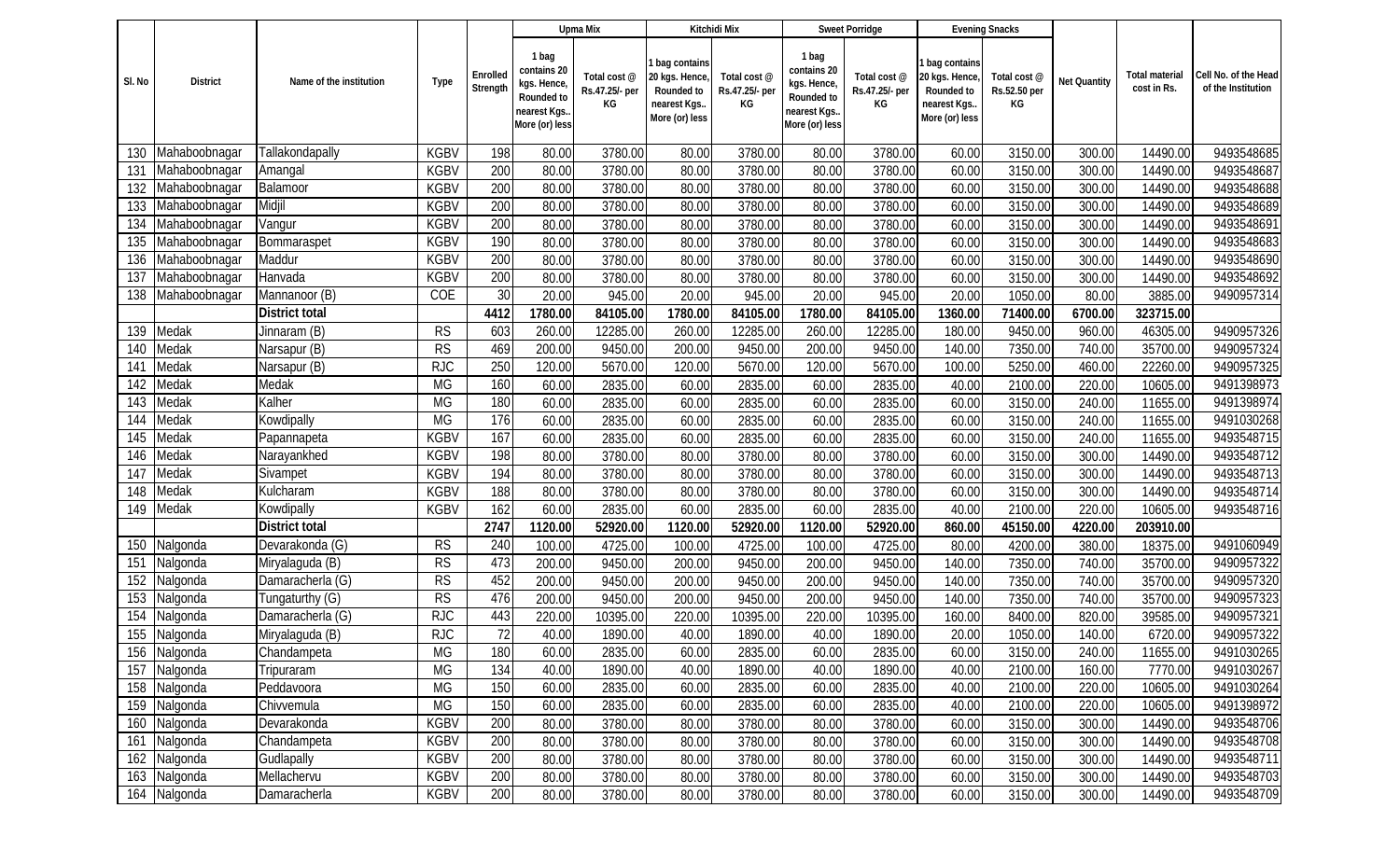| Sl. No | District | Name of the institution | Type | Enrolled Strength | Upma Mix | | Kitchidi Mix | | Sweet Porridge | | Evening Snacks | | Net Quantity | Total material cost in Rs. | Cell No. of the Head of the Institution |
|---|---|---|---|---|---|---|---|---|---|---|---|---|---|---|---|
| | | | | | 1 bag contains 20 kgs. Hence, Rounded to nearest Kgs.. More (or) less | Total cost @ Rs.47.25/- per KG | 1 bag contains 20 kgs. Hence, Rounded to nearest Kgs.. More (or) less | Total cost @ Rs.47.25/- per KG | 1 bag contains 20 kgs. Hence, Rounded to nearest Kgs.. More (or) less | Total cost @ Rs.47.25/- per KG | 1 bag contains 20 kgs. Hence, Rounded to nearest Kgs.. More (or) less | Total cost @ Rs.52.50 per KG | | | |
| 130 | Mahaboobnagar | Tallakondapally | KGBV | 198 | 80.00 | 3780.00 | 80.00 | 3780.00 | 80.00 | 3780.00 | 60.00 | 3150.00 | 300.00 | 14490.00 | 9493548685 |
| 131 | Mahaboobnagar | Amangal | KGBV | 200 | 80.00 | 3780.00 | 80.00 | 3780.00 | 80.00 | 3780.00 | 60.00 | 3150.00 | 300.00 | 14490.00 | 9493548687 |
| 132 | Mahaboobnagar | Balamoor | KGBV | 200 | 80.00 | 3780.00 | 80.00 | 3780.00 | 80.00 | 3780.00 | 60.00 | 3150.00 | 300.00 | 14490.00 | 9493548688 |
| 133 | Mahaboobnagar | Midjil | KGBV | 200 | 80.00 | 3780.00 | 80.00 | 3780.00 | 80.00 | 3780.00 | 60.00 | 3150.00 | 300.00 | 14490.00 | 9493548689 |
| 134 | Mahaboobnagar | Vangur | KGBV | 200 | 80.00 | 3780.00 | 80.00 | 3780.00 | 80.00 | 3780.00 | 60.00 | 3150.00 | 300.00 | 14490.00 | 9493548691 |
| 135 | Mahaboobnagar | Bommaraspet | KGBV | 190 | 80.00 | 3780.00 | 80.00 | 3780.00 | 80.00 | 3780.00 | 60.00 | 3150.00 | 300.00 | 14490.00 | 9493548683 |
| 136 | Mahaboobnagar | Maddur | KGBV | 200 | 80.00 | 3780.00 | 80.00 | 3780.00 | 80.00 | 3780.00 | 60.00 | 3150.00 | 300.00 | 14490.00 | 9493548690 |
| 137 | Mahaboobnagar | Hanvada | KGBV | 200 | 80.00 | 3780.00 | 80.00 | 3780.00 | 80.00 | 3780.00 | 60.00 | 3150.00 | 300.00 | 14490.00 | 9493548692 |
| 138 | Mahaboobnagar | Mannanoor (B) | COE | 30 | 20.00 | 945.00 | 20.00 | 945.00 | 20.00 | 945.00 | 20.00 | 1050.00 | 80.00 | 3885.00 | 9490957314 |
| | | **District total** | | **4412** | **1780.00** | **84105.00** | **1780.00** | **84105.00** | **1780.00** | **84105.00** | **1360.00** | **71400.00** | **6700.00** | **323715.00** | |
| 139 | Medak | Jinnaram (B) | RS | 603 | 260.00 | 12285.00 | 260.00 | 12285.00 | 260.00 | 12285.00 | 180.00 | 9450.00 | 960.00 | 46305.00 | 9490957326 |
| 140 | Medak | Narsapur (B) | RS | 469 | 200.00 | 9450.00 | 200.00 | 9450.00 | 200.00 | 9450.00 | 140.00 | 7350.00 | 740.00 | 35700.00 | 9490957324 |
| 141 | Medak | Narsapur (B) | RJC | 250 | 120.00 | 5670.00 | 120.00 | 5670.00 | 120.00 | 5670.00 | 100.00 | 5250.00 | 460.00 | 22260.00 | 9490957325 |
| 142 | Medak | Medak | MG | 160 | 60.00 | 2835.00 | 60.00 | 2835.00 | 60.00 | 2835.00 | 40.00 | 2100.00 | 220.00 | 10605.00 | 9491398973 |
| 143 | Medak | Kalher | MG | 180 | 60.00 | 2835.00 | 60.00 | 2835.00 | 60.00 | 2835.00 | 60.00 | 3150.00 | 240.00 | 11655.00 | 9491398974 |
| 144 | Medak | Kowdipally | MG | 176 | 60.00 | 2835.00 | 60.00 | 2835.00 | 60.00 | 2835.00 | 60.00 | 3150.00 | 240.00 | 11655.00 | 9491030268 |
| 145 | Medak | Papannapeta | KGBV | 167 | 60.00 | 2835.00 | 60.00 | 2835.00 | 60.00 | 2835.00 | 60.00 | 3150.00 | 240.00 | 11655.00 | 9493548715 |
| 146 | Medak | Narayankhed | KGBV | 198 | 80.00 | 3780.00 | 80.00 | 3780.00 | 80.00 | 3780.00 | 60.00 | 3150.00 | 300.00 | 14490.00 | 9493548712 |
| 147 | Medak | Sivampet | KGBV | 194 | 80.00 | 3780.00 | 80.00 | 3780.00 | 80.00 | 3780.00 | 60.00 | 3150.00 | 300.00 | 14490.00 | 9493548713 |
| 148 | Medak | Kulcharam | KGBV | 188 | 80.00 | 3780.00 | 80.00 | 3780.00 | 80.00 | 3780.00 | 60.00 | 3150.00 | 300.00 | 14490.00 | 9493548714 |
| 149 | Medak | Kowdipally | KGBV | 162 | 60.00 | 2835.00 | 60.00 | 2835.00 | 60.00 | 2835.00 | 40.00 | 2100.00 | 220.00 | 10605.00 | 9493548716 |
| | | **District total** | | **2747** | **1120.00** | **52920.00** | **1120.00** | **52920.00** | **1120.00** | **52920.00** | **860.00** | **45150.00** | **4220.00** | **203910.00** | |
| 150 | Nalgonda | Devarakonda (G) | RS | 240 | 100.00 | 4725.00 | 100.00 | 4725.00 | 100.00 | 4725.00 | 80.00 | 4200.00 | 380.00 | 18375.00 | 9491060949 |
| 151 | Nalgonda | Miryalaguda (B) | RS | 473 | 200.00 | 9450.00 | 200.00 | 9450.00 | 200.00 | 9450.00 | 140.00 | 7350.00 | 740.00 | 35700.00 | 9490957322 |
| 152 | Nalgonda | Damaracherla (G) | RS | 452 | 200.00 | 9450.00 | 200.00 | 9450.00 | 200.00 | 9450.00 | 140.00 | 7350.00 | 740.00 | 35700.00 | 9490957320 |
| 153 | Nalgonda | Tungaturthy (G) | RS | 476 | 200.00 | 9450.00 | 200.00 | 9450.00 | 200.00 | 9450.00 | 140.00 | 7350.00 | 740.00 | 35700.00 | 9490957323 |
| 154 | Nalgonda | Damaracherla (G) | RJC | 443 | 220.00 | 10395.00 | 220.00 | 10395.00 | 220.00 | 10395.00 | 160.00 | 8400.00 | 820.00 | 39585.00 | 9490957321 |
| 155 | Nalgonda | Miryalaguda (B) | RJC | 72 | 40.00 | 1890.00 | 40.00 | 1890.00 | 40.00 | 1890.00 | 20.00 | 1050.00 | 140.00 | 6720.00 | 9490957322 |
| 156 | Nalgonda | Chandampeta | MG | 180 | 60.00 | 2835.00 | 60.00 | 2835.00 | 60.00 | 2835.00 | 60.00 | 3150.00 | 240.00 | 11655.00 | 9491030265 |
| 157 | Nalgonda | Tripuraram | MG | 134 | 40.00 | 1890.00 | 40.00 | 1890.00 | 40.00 | 1890.00 | 40.00 | 2100.00 | 160.00 | 7770.00 | 9491030267 |
| 158 | Nalgonda | Peddavoora | MG | 150 | 60.00 | 2835.00 | 60.00 | 2835.00 | 60.00 | 2835.00 | 40.00 | 2100.00 | 220.00 | 10605.00 | 9491030264 |
| 159 | Nalgonda | Chivvemula | MG | 150 | 60.00 | 2835.00 | 60.00 | 2835.00 | 60.00 | 2835.00 | 40.00 | 2100.00 | 220.00 | 10605.00 | 9491398972 |
| 160 | Nalgonda | Devarakonda | KGBV | 200 | 80.00 | 3780.00 | 80.00 | 3780.00 | 80.00 | 3780.00 | 60.00 | 3150.00 | 300.00 | 14490.00 | 9493548706 |
| 161 | Nalgonda | Chandampeta | KGBV | 200 | 80.00 | 3780.00 | 80.00 | 3780.00 | 80.00 | 3780.00 | 60.00 | 3150.00 | 300.00 | 14490.00 | 9493548708 |
| 162 | Nalgonda | Gudlapally | KGBV | 200 | 80.00 | 3780.00 | 80.00 | 3780.00 | 80.00 | 3780.00 | 60.00 | 3150.00 | 300.00 | 14490.00 | 9493548711 |
| 163 | Nalgonda | Mellachervu | KGBV | 200 | 80.00 | 3780.00 | 80.00 | 3780.00 | 80.00 | 3780.00 | 60.00 | 3150.00 | 300.00 | 14490.00 | 9493548703 |
| 164 | Nalgonda | Damaracherla | KGBV | 200 | 80.00 | 3780.00 | 80.00 | 3780.00 | 80.00 | 3780.00 | 60.00 | 3150.00 | 300.00 | 14490.00 | 9493548709 |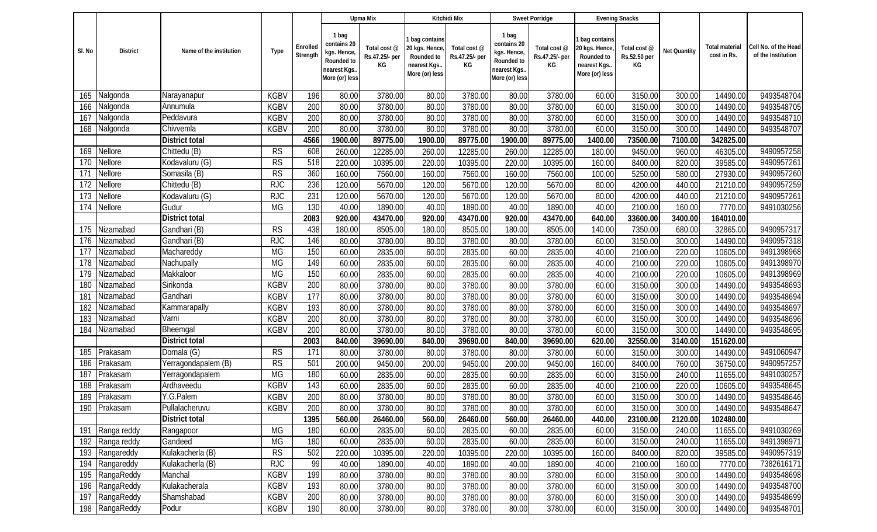| Sl. No | District | Name of the institution | Type | Enrolled Strength | Upma Mix | | Kitchidi Mix | | Sweet Porridge | | Evening Snacks | | Net Quantity | Total material cost in Rs. | Cell No. of the Head of the Institution |
|---|---|---|---|---|---|---|---|---|---|---|---|---|---|---|---|
| | | | | | 1 bag contains 20 kgs. Hence, Rounded to nearest Kgs.. More (or) less | Total cost @ Rs.47.25/- per KG | 1 bag contains 20 kgs. Hence, Rounded to nearest Kgs.. More (or) less | Total cost @ Rs.47.25/- per KG | 1 bag contains 20 kgs. Hence, Rounded to nearest Kgs.. More (or) less | Total cost @ Rs.47.25/- per KG | 1 bag contains 20 kgs. Hence, Rounded to nearest Kgs.. More (or) less | Total cost @ Rs.52.50 per KG | | | |
| 165 | Nalgonda | Narayanapur | KGBV | 196 | 80.00 | 3780.00 | 80.00 | 3780.00 | 80.00 | 3780.00 | 60.00 | 3150.00 | 300.00 | 14490.00 | 9493548704 |
| 166 | Nalgonda | Annumula | KGBV | 200 | 80.00 | 3780.00 | 80.00 | 3780.00 | 80.00 | 3780.00 | 60.00 | 3150.00 | 300.00 | 14490.00 | 9493548705 |
| 167 | Nalgonda | Peddavura | KGBV | 200 | 80.00 | 3780.00 | 80.00 | 3780.00 | 80.00 | 3780.00 | 60.00 | 3150.00 | 300.00 | 14490.00 | 9493548710 |
| 168 | Nalgonda | Chivvemla | KGBV | 200 | 80.00 | 3780.00 | 80.00 | 3780.00 | 80.00 | 3780.00 | 60.00 | 3150.00 | 300.00 | 14490.00 | 9493548707 |
| | | **District total** | | **4566** | **1900.00** | **89775.00** | **1900.00** | **89775.00** | **1900.00** | **89775.00** | **1400.00** | **73500.00** | **7100.00** | **342825.00** | |
| 169 | Nellore | Chittedu (B) | RS | 608 | 260.00 | 12285.00 | 260.00 | 12285.00 | 260.00 | 12285.00 | 180.00 | 9450.00 | 960.00 | 46305.00 | 9490957258 |
| 170 | Nellore | Kodavaluru (G) | RS | 518 | 220.00 | 10395.00 | 220.00 | 10395.00 | 220.00 | 10395.00 | 160.00 | 8400.00 | 820.00 | 39585.00 | 9490957261 |
| 171 | Nellore | Somasila (B) | RS | 360 | 160.00 | 7560.00 | 160.00 | 7560.00 | 160.00 | 7560.00 | 100.00 | 5250.00 | 580.00 | 27930.00 | 9490957260 |
| 172 | Nellore | Chittedu (B) | RJC | 236 | 120.00 | 5670.00 | 120.00 | 5670.00 | 120.00 | 5670.00 | 80.00 | 4200.00 | 440.00 | 21210.00 | 9490957259 |
| 173 | Nellore | Kodavaluru (G) | RJC | 231 | 120.00 | 5670.00 | 120.00 | 5670.00 | 120.00 | 5670.00 | 80.00 | 4200.00 | 440.00 | 21210.00 | 9490957261 |
| 174 | Nellore | Gudur | MG | 130 | 40.00 | 1890.00 | 40.00 | 1890.00 | 40.00 | 1890.00 | 40.00 | 2100.00 | 160.00 | 7770.00 | 9491030256 |
| | | **District total** | | **2083** | **920.00** | **43470.00** | **920.00** | **43470.00** | **920.00** | **43470.00** | **640.00** | **33600.00** | **3400.00** | **164010.00** | |
| 175 | Nizamabad | Gandhari (B) | RS | 438 | 180.00 | 8505.00 | 180.00 | 8505.00 | 180.00 | 8505.00 | 140.00 | 7350.00 | 680.00 | 32865.00 | 9490957317 |
| 176 | Nizamabad | Gandhari (B) | RJC | 146 | 80.00 | 3780.00 | 80.00 | 3780.00 | 80.00 | 3780.00 | 60.00 | 3150.00 | 300.00 | 14490.00 | 9490957318 |
| 177 | Nizamabad | Machareddy | MG | 150 | 60.00 | 2835.00 | 60.00 | 2835.00 | 60.00 | 2835.00 | 40.00 | 2100.00 | 220.00 | 10605.00 | 9491398968 |
| 178 | Nizamabad | Nachupally | MG | 149 | 60.00 | 2835.00 | 60.00 | 2835.00 | 60.00 | 2835.00 | 40.00 | 2100.00 | 220.00 | 10605.00 | 9491398970 |
| 179 | Nizamabad | Makkaloor | MG | 150 | 60.00 | 2835.00 | 60.00 | 2835.00 | 60.00 | 2835.00 | 40.00 | 2100.00 | 220.00 | 10605.00 | 9491398969 |
| 180 | Nizamabad | Sirikonda | KGBV | 200 | 80.00 | 3780.00 | 80.00 | 3780.00 | 80.00 | 3780.00 | 60.00 | 3150.00 | 300.00 | 14490.00 | 9493548693 |
| 181 | Nizamabad | Gandhari | KGBV | 177 | 80.00 | 3780.00 | 80.00 | 3780.00 | 80.00 | 3780.00 | 60.00 | 3150.00 | 300.00 | 14490.00 | 9493548694 |
| 182 | Nizamabad | Kammarapally | KGBV | 193 | 80.00 | 3780.00 | 80.00 | 3780.00 | 80.00 | 3780.00 | 60.00 | 3150.00 | 300.00 | 14490.00 | 9493548697 |
| 183 | Nizamabad | Varni | KGBV | 200 | 80.00 | 3780.00 | 80.00 | 3780.00 | 80.00 | 3780.00 | 60.00 | 3150.00 | 300.00 | 14490.00 | 9493548696 |
| 184 | Nizamabad | Bheemgal | KGBV | 200 | 80.00 | 3780.00 | 80.00 | 3780.00 | 80.00 | 3780.00 | 60.00 | 3150.00 | 300.00 | 14490.00 | 9493548695 |
| | | **District total** | | **2003** | **840.00** | **39690.00** | **840.00** | **39690.00** | **840.00** | **39690.00** | **620.00** | **32550.00** | **3140.00** | **151620.00** | |
| 185 | Prakasam | Dornala (G) | RS | 171 | 80.00 | 3780.00 | 80.00 | 3780.00 | 80.00 | 3780.00 | 60.00 | 3150.00 | 300.00 | 14490.00 | 9491060947 |
| 186 | Prakasam | Yerragondapalem (B) | RS | 501 | 200.00 | 9450.00 | 200.00 | 9450.00 | 200.00 | 9450.00 | 160.00 | 8400.00 | 760.00 | 36750.00 | 9490957257 |
| 187 | Prakasam | Yerragondapalem | MG | 180 | 60.00 | 2835.00 | 60.00 | 2835.00 | 60.00 | 2835.00 | 60.00 | 3150.00 | 240.00 | 11655.00 | 9491030257 |
| 188 | Prakasam | Ardhaveedu | KGBV | 143 | 60.00 | 2835.00 | 60.00 | 2835.00 | 60.00 | 2835.00 | 40.00 | 2100.00 | 220.00 | 10605.00 | 9493548645 |
| 189 | Prakasam | Y.G.Palem | KGBV | 200 | 80.00 | 3780.00 | 80.00 | 3780.00 | 80.00 | 3780.00 | 60.00 | 3150.00 | 300.00 | 14490.00 | 9493548646 |
| 190 | Prakasam | Pullalacheruvu | KGBV | 200 | 80.00 | 3780.00 | 80.00 | 3780.00 | 80.00 | 3780.00 | 60.00 | 3150.00 | 300.00 | 14490.00 | 9493548647 |
| | | **District total** | | **1395** | **560.00** | **26460.00** | **560.00** | **26460.00** | **560.00** | **26460.00** | **440.00** | **23100.00** | **2120.00** | **102480.00** | |
| 191 | Ranga reddy | Rangapoor | MG | 180 | 60.00 | 2835.00 | 60.00 | 2835.00 | 60.00 | 2835.00 | 60.00 | 3150.00 | 240.00 | 11655.00 | 9491030269 |
| 192 | Ranga reddy | Gandeed | MG | 180 | 60.00 | 2835.00 | 60.00 | 2835.00 | 60.00 | 2835.00 | 60.00 | 3150.00 | 240.00 | 11655.00 | 9491398971 |
| 193 | Rangareddy | Kulakacherla (B) | RS | 502 | 220.00 | 10395.00 | 220.00 | 10395.00 | 220.00 | 10395.00 | 160.00 | 8400.00 | 820.00 | 39585.00 | 9490957319 |
| 194 | Rangareddy | Kulakacherla (B) | RJC | 99 | 40.00 | 1890.00 | 40.00 | 1890.00 | 40.00 | 1890.00 | 40.00 | 2100.00 | 160.00 | 7770.00 | 7382616171 |
| 195 | RangaReddy | Manchal | KGBV | 199 | 80.00 | 3780.00 | 80.00 | 3780.00 | 80.00 | 3780.00 | 60.00 | 3150.00 | 300.00 | 14490.00 | 9493548698 |
| 196 | RangaReddy | Kulakacherala | KGBV | 193 | 80.00 | 3780.00 | 80.00 | 3780.00 | 80.00 | 3780.00 | 60.00 | 3150.00 | 300.00 | 14490.00 | 9493548700 |
| 197 | RangaReddy | Shamshabad | KGBV | 200 | 80.00 | 3780.00 | 80.00 | 3780.00 | 80.00 | 3780.00 | 60.00 | 3150.00 | 300.00 | 14490.00 | 9493548699 |
| 198 | RangaReddy | Podur | KGBV | 190 | 80.00 | 3780.00 | 80.00 | 3780.00 | 80.00 | 3780.00 | 60.00 | 3150.00 | 300.00 | 14490.00 | 9493548701 |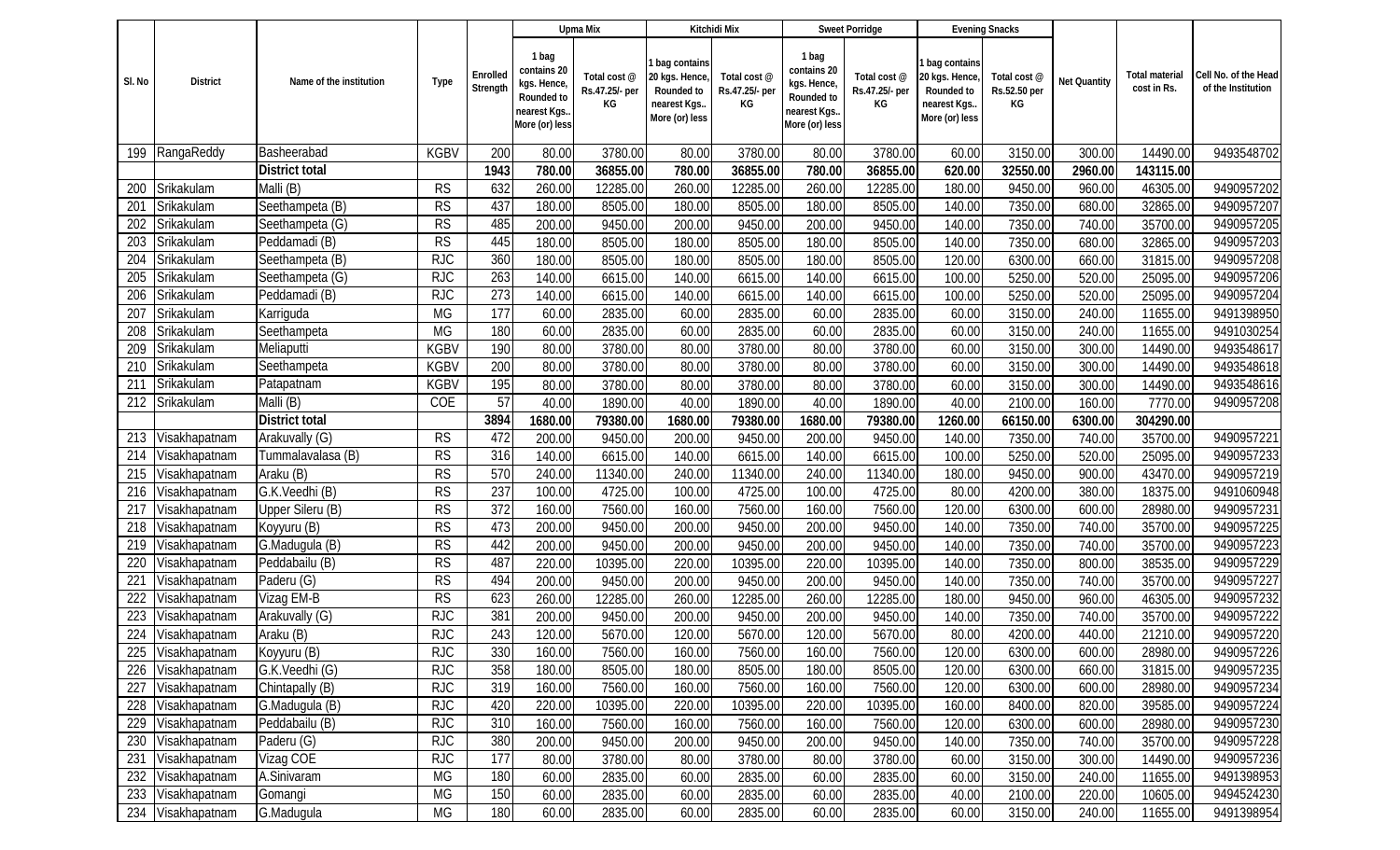| Sl. No | District | Name of the institution | Type | Enrolled Strength | Upma Mix | | Kitchidi Mix | | Sweet Porridge | | Evening Snacks | | Net Quantity | Total material cost in Rs. | Cell No. of the Head of the Institution |
|---|---|---|---|---|---|---|---|---|---|---|---|---|---|---|---|
| | | | | | 1 bag contains 20 kgs. Hence, Rounded to nearest Kgs.. More (or) less | Total cost @ Rs.47.25/- per KG | 1 bag contains 20 kgs. Hence, Rounded to nearest Kgs.. More (or) less | Total cost @ Rs.47.25/- per KG | 1 bag contains 20 kgs. Hence, Rounded to nearest Kgs.. More (or) less | Total cost @ Rs.47.25/- per KG | 1 bag contains 20 kgs. Hence, Rounded to nearest Kgs.. More (or) less | Total cost @ Rs.52.50 per KG | | | |
| 199 | RangaReddy | Basheerabad | KGBV | 200 | 80.00 | 3780.00 | 80.00 | 3780.00 | 80.00 | 3780.00 | 60.00 | 3150.00 | 300.00 | 14490.00 | 9493548702 |
| | | **District total** | | **1943** | **780.00** | **36855.00** | **780.00** | **36855.00** | **780.00** | **36855.00** | **620.00** | **32550.00** | **2960.00** | **143115.00** | |
| 200 | Srikakulam | Malli (B) | RS | 632 | 260.00 | 12285.00 | 260.00 | 12285.00 | 260.00 | 12285.00 | 180.00 | 9450.00 | 960.00 | 46305.00 | 9490957202 |
| 201 | Srikakulam | Seethampeta (B) | RS | 437 | 180.00 | 8505.00 | 180.00 | 8505.00 | 180.00 | 8505.00 | 140.00 | 7350.00 | 680.00 | 32865.00 | 9490957207 |
| 202 | Srikakulam | Seethampeta (G) | RS | 485 | 200.00 | 9450.00 | 200.00 | 9450.00 | 200.00 | 9450.00 | 140.00 | 7350.00 | 740.00 | 35700.00 | 9490957205 |
| 203 | Srikakulam | Peddamadi (B) | RS | 445 | 180.00 | 8505.00 | 180.00 | 8505.00 | 180.00 | 8505.00 | 140.00 | 7350.00 | 680.00 | 32865.00 | 9490957203 |
| 204 | Srikakulam | Seethampeta (B) | RJC | 360 | 180.00 | 8505.00 | 180.00 | 8505.00 | 180.00 | 8505.00 | 120.00 | 6300.00 | 660.00 | 31815.00 | 9490957208 |
| 205 | Srikakulam | Seethampeta (G) | RJC | 263 | 140.00 | 6615.00 | 140.00 | 6615.00 | 140.00 | 6615.00 | 100.00 | 5250.00 | 520.00 | 25095.00 | 9490957206 |
| 206 | Srikakulam | Peddamadi (B) | RJC | 273 | 140.00 | 6615.00 | 140.00 | 6615.00 | 140.00 | 6615.00 | 100.00 | 5250.00 | 520.00 | 25095.00 | 9490957204 |
| 207 | Srikakulam | Karriguda | MG | 177 | 60.00 | 2835.00 | 60.00 | 2835.00 | 60.00 | 2835.00 | 60.00 | 3150.00 | 240.00 | 11655.00 | 9491398950 |
| 208 | Srikakulam | Seethampeta | MG | 180 | 60.00 | 2835.00 | 60.00 | 2835.00 | 60.00 | 2835.00 | 60.00 | 3150.00 | 240.00 | 11655.00 | 9491030254 |
| 209 | Srikakulam | Meliaputti | KGBV | 190 | 80.00 | 3780.00 | 80.00 | 3780.00 | 80.00 | 3780.00 | 60.00 | 3150.00 | 300.00 | 14490.00 | 9493548617 |
| 210 | Srikakulam | Seethampeta | KGBV | 200 | 80.00 | 3780.00 | 80.00 | 3780.00 | 80.00 | 3780.00 | 60.00 | 3150.00 | 300.00 | 14490.00 | 9493548618 |
| 211 | Srikakulam | Patapatnam | KGBV | 195 | 80.00 | 3780.00 | 80.00 | 3780.00 | 80.00 | 3780.00 | 60.00 | 3150.00 | 300.00 | 14490.00 | 9493548616 |
| 212 | Srikakulam | Malli (B) | COE | 57 | 40.00 | 1890.00 | 40.00 | 1890.00 | 40.00 | 1890.00 | 40.00 | 2100.00 | 160.00 | 7770.00 | 9490957208 |
| | | **District total** | | **3894** | **1680.00** | **79380.00** | **1680.00** | **79380.00** | **1680.00** | **79380.00** | **1260.00** | **66150.00** | **6300.00** | **304290.00** | |
| 213 | Visakhapatnam | Arakuvally (G) | RS | 472 | 200.00 | 9450.00 | 200.00 | 9450.00 | 200.00 | 9450.00 | 140.00 | 7350.00 | 740.00 | 35700.00 | 9490957221 |
| 214 | Visakhapatnam | Tummalavalasa (B) | RS | 316 | 140.00 | 6615.00 | 140.00 | 6615.00 | 140.00 | 6615.00 | 100.00 | 5250.00 | 520.00 | 25095.00 | 9490957233 |
| 215 | Visakhapatnam | Araku (B) | RS | 570 | 240.00 | 11340.00 | 240.00 | 11340.00 | 240.00 | 11340.00 | 180.00 | 9450.00 | 900.00 | 43470.00 | 9490957219 |
| 216 | Visakhapatnam | G.K.Veedhi (B) | RS | 237 | 100.00 | 4725.00 | 100.00 | 4725.00 | 100.00 | 4725.00 | 80.00 | 4200.00 | 380.00 | 18375.00 | 9491060948 |
| 217 | Visakhapatnam | Upper Sileru (B) | RS | 372 | 160.00 | 7560.00 | 160.00 | 7560.00 | 160.00 | 7560.00 | 120.00 | 6300.00 | 600.00 | 28980.00 | 9490957231 |
| 218 | Visakhapatnam | Koyyuru (B) | RS | 473 | 200.00 | 9450.00 | 200.00 | 9450.00 | 200.00 | 9450.00 | 140.00 | 7350.00 | 740.00 | 35700.00 | 9490957225 |
| 219 | Visakhapatnam | G.Madugula (B) | RS | 442 | 200.00 | 9450.00 | 200.00 | 9450.00 | 200.00 | 9450.00 | 140.00 | 7350.00 | 740.00 | 35700.00 | 9490957223 |
| 220 | Visakhapatnam | Peddabailu (B) | RS | 487 | 220.00 | 10395.00 | 220.00 | 10395.00 | 220.00 | 10395.00 | 140.00 | 7350.00 | 800.00 | 38535.00 | 9490957229 |
| 221 | Visakhapatnam | Paderu (G) | RS | 494 | 200.00 | 9450.00 | 200.00 | 9450.00 | 200.00 | 9450.00 | 140.00 | 7350.00 | 740.00 | 35700.00 | 9490957227 |
| 222 | Visakhapatnam | Vizag EM-B | RS | 623 | 260.00 | 12285.00 | 260.00 | 12285.00 | 260.00 | 12285.00 | 180.00 | 9450.00 | 960.00 | 46305.00 | 9490957232 |
| 223 | Visakhapatnam | Arakuvally (G) | RJC | 381 | 200.00 | 9450.00 | 200.00 | 9450.00 | 200.00 | 9450.00 | 140.00 | 7350.00 | 740.00 | 35700.00 | 9490957222 |
| 224 | Visakhapatnam | Araku (B) | RJC | 243 | 120.00 | 5670.00 | 120.00 | 5670.00 | 120.00 | 5670.00 | 80.00 | 4200.00 | 440.00 | 21210.00 | 9490957220 |
| 225 | Visakhapatnam | Koyyuru (B) | RJC | 330 | 160.00 | 7560.00 | 160.00 | 7560.00 | 160.00 | 7560.00 | 120.00 | 6300.00 | 600.00 | 28980.00 | 9490957226 |
| 226 | Visakhapatnam | G.K.Veedhi (G) | RJC | 358 | 180.00 | 8505.00 | 180.00 | 8505.00 | 180.00 | 8505.00 | 120.00 | 6300.00 | 660.00 | 31815.00 | 9490957235 |
| 227 | Visakhapatnam | Chintapally (B) | RJC | 319 | 160.00 | 7560.00 | 160.00 | 7560.00 | 160.00 | 7560.00 | 120.00 | 6300.00 | 600.00 | 28980.00 | 9490957234 |
| 228 | Visakhapatnam | G.Madugula (B) | RJC | 420 | 220.00 | 10395.00 | 220.00 | 10395.00 | 220.00 | 10395.00 | 160.00 | 8400.00 | 820.00 | 39585.00 | 9490957224 |
| 229 | Visakhapatnam | Peddabailu (B) | RJC | 310 | 160.00 | 7560.00 | 160.00 | 7560.00 | 160.00 | 7560.00 | 120.00 | 6300.00 | 600.00 | 28980.00 | 9490957230 |
| 230 | Visakhapatnam | Paderu (G) | RJC | 380 | 200.00 | 9450.00 | 200.00 | 9450.00 | 200.00 | 9450.00 | 140.00 | 7350.00 | 740.00 | 35700.00 | 9490957228 |
| 231 | Visakhapatnam | Vizag COE | RJC | 177 | 80.00 | 3780.00 | 80.00 | 3780.00 | 80.00 | 3780.00 | 60.00 | 3150.00 | 300.00 | 14490.00 | 9490957236 |
| 232 | Visakhapatnam | A.Sinivaram | MG | 180 | 60.00 | 2835.00 | 60.00 | 2835.00 | 60.00 | 2835.00 | 60.00 | 3150.00 | 240.00 | 11655.00 | 9491398953 |
| 233 | Visakhapatnam | Gomangi | MG | 150 | 60.00 | 2835.00 | 60.00 | 2835.00 | 60.00 | 2835.00 | 40.00 | 2100.00 | 220.00 | 10605.00 | 9494524230 |
| 234 | Visakhapatnam | G.Madugula | MG | 180 | 60.00 | 2835.00 | 60.00 | 2835.00 | 60.00 | 2835.00 | 60.00 | 3150.00 | 240.00 | 11655.00 | 9491398954 |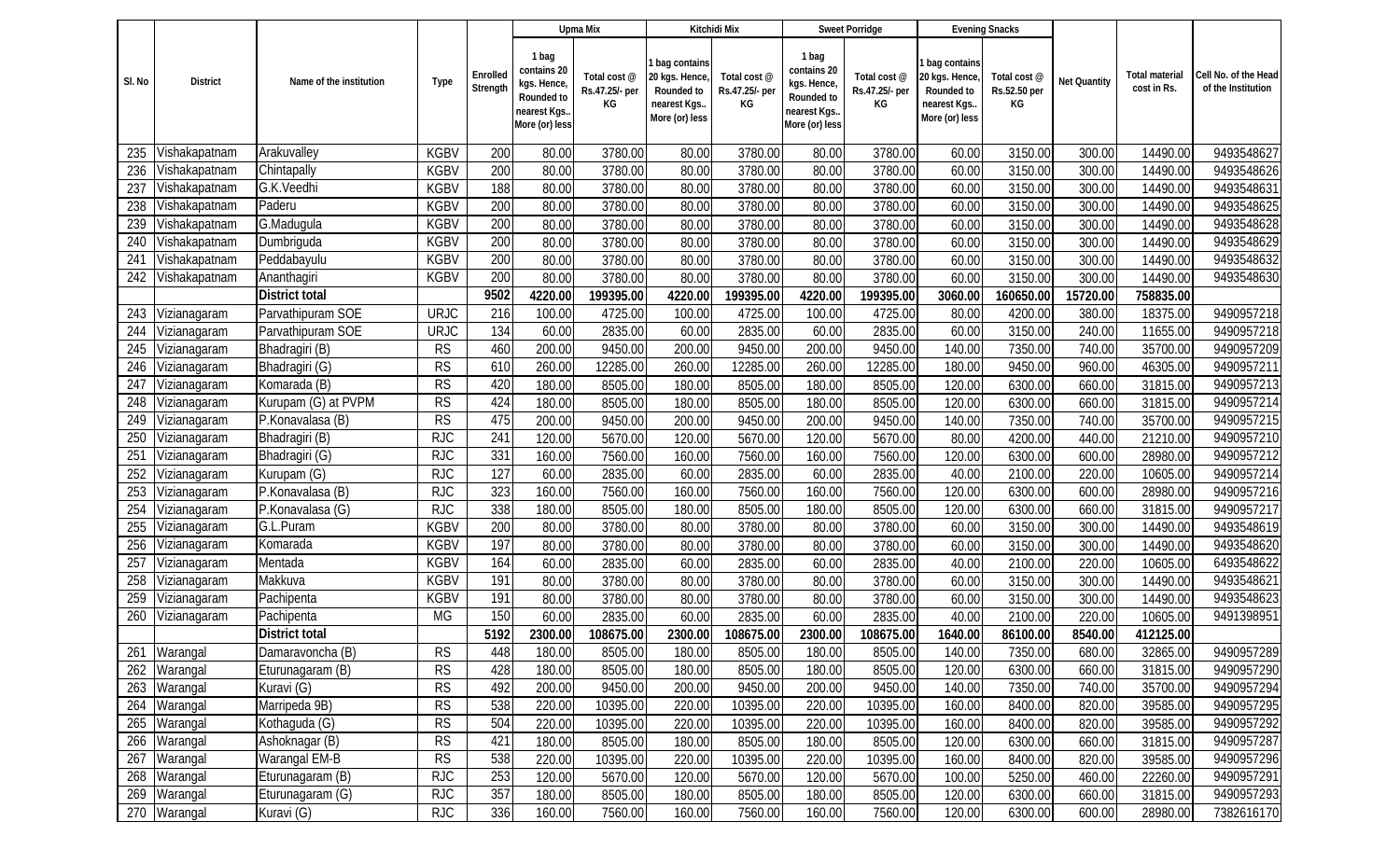| Sl. No | District | Name of the institution | Type | Enrolled Strength | Upma Mix | | Kitchidi Mix | | Sweet Porridge | | Evening Snacks | | Net Quantity | Total material cost in Rs. | Cell No. of the Head of the Institution |
|---|---|---|---|---|---|---|---|---|---|---|---|---|---|---|---|
| | | | | | 1 bag contains 20 kgs. Hence, Rounded to nearest Kgs.. More (or) less | Total cost @ Rs.47.25/- per KG | 1 bag contains 20 kgs. Hence, Rounded to nearest Kgs.. More (or) less | Total cost @ Rs.47.25/- per KG | 1 bag contains 20 kgs. Hence, Rounded to nearest Kgs.. More (or) less | Total cost @ Rs.47.25/- per KG | 1 bag contains 20 kgs. Hence, Rounded to nearest Kgs.. More (or) less | Total cost @ Rs.52.50 per KG | | | |
| 235 | Vishakapatnam | Arakuvalley | KGBV | 200 | 80.00 | 3780.00 | 80.00 | 3780.00 | 80.00 | 3780.00 | 60.00 | 3150.00 | 300.00 | 14490.00 | 9493548627 |
| 236 | Vishakapatnam | Chintapally | KGBV | 200 | 80.00 | 3780.00 | 80.00 | 3780.00 | 80.00 | 3780.00 | 60.00 | 3150.00 | 300.00 | 14490.00 | 9493548626 |
| 237 | Vishakapatnam | G.K.Veedhi | KGBV | 188 | 80.00 | 3780.00 | 80.00 | 3780.00 | 80.00 | 3780.00 | 60.00 | 3150.00 | 300.00 | 14490.00 | 9493548631 |
| 238 | Vishakapatnam | Paderu | KGBV | 200 | 80.00 | 3780.00 | 80.00 | 3780.00 | 80.00 | 3780.00 | 60.00 | 3150.00 | 300.00 | 14490.00 | 9493548625 |
| 239 | Vishakapatnam | G.Madugula | KGBV | 200 | 80.00 | 3780.00 | 80.00 | 3780.00 | 80.00 | 3780.00 | 60.00 | 3150.00 | 300.00 | 14490.00 | 9493548628 |
| 240 | Vishakapatnam | Dumbriguda | KGBV | 200 | 80.00 | 3780.00 | 80.00 | 3780.00 | 80.00 | 3780.00 | 60.00 | 3150.00 | 300.00 | 14490.00 | 9493548629 |
| 241 | Vishakapatnam | Peddabayulu | KGBV | 200 | 80.00 | 3780.00 | 80.00 | 3780.00 | 80.00 | 3780.00 | 60.00 | 3150.00 | 300.00 | 14490.00 | 9493548632 |
| 242 | Vishakapatnam | Ananthagiri | KGBV | 200 | 80.00 | 3780.00 | 80.00 | 3780.00 | 80.00 | 3780.00 | 60.00 | 3150.00 | 300.00 | 14490.00 | 9493548630 |
| | | **District total** | | **9502** | **4220.00** | **199395.00** | **4220.00** | **199395.00** | **4220.00** | **199395.00** | **3060.00** | **160650.00** | **15720.00** | **758835.00** | |
| 243 | Vizianagaram | Parvathipuram SOE | URJC | 216 | 100.00 | 4725.00 | 100.00 | 4725.00 | 100.00 | 4725.00 | 80.00 | 4200.00 | 380.00 | 18375.00 | 9490957218 |
| 244 | Vizianagaram | Parvathipuram SOE | URJC | 134 | 60.00 | 2835.00 | 60.00 | 2835.00 | 60.00 | 2835.00 | 60.00 | 3150.00 | 240.00 | 11655.00 | 9490957218 |
| 245 | Vizianagaram | Bhadragiri (B) | RS | 460 | 200.00 | 9450.00 | 200.00 | 9450.00 | 200.00 | 9450.00 | 140.00 | 7350.00 | 740.00 | 35700.00 | 9490957209 |
| 246 | Vizianagaram | Bhadragiri (G) | RS | 610 | 260.00 | 12285.00 | 260.00 | 12285.00 | 260.00 | 12285.00 | 180.00 | 9450.00 | 960.00 | 46305.00 | 9490957211 |
| 247 | Vizianagaram | Komarada (B) | RS | 420 | 180.00 | 8505.00 | 180.00 | 8505.00 | 180.00 | 8505.00 | 120.00 | 6300.00 | 660.00 | 31815.00 | 9490957213 |
| 248 | Vizianagaram | Kurupam (G) at PVPM | RS | 424 | 180.00 | 8505.00 | 180.00 | 8505.00 | 180.00 | 8505.00 | 120.00 | 6300.00 | 660.00 | 31815.00 | 9490957214 |
| 249 | Vizianagaram | P.Konavalasa (B) | RS | 475 | 200.00 | 9450.00 | 200.00 | 9450.00 | 200.00 | 9450.00 | 140.00 | 7350.00 | 740.00 | 35700.00 | 9490957215 |
| 250 | Vizianagaram | Bhadragiri (B) | RJC | 241 | 120.00 | 5670.00 | 120.00 | 5670.00 | 120.00 | 5670.00 | 80.00 | 4200.00 | 440.00 | 21210.00 | 9490957210 |
| 251 | Vizianagaram | Bhadragiri (G) | RJC | 331 | 160.00 | 7560.00 | 160.00 | 7560.00 | 160.00 | 7560.00 | 120.00 | 6300.00 | 600.00 | 28980.00 | 9490957212 |
| 252 | Vizianagaram | Kurupam (G) | RJC | 127 | 60.00 | 2835.00 | 60.00 | 2835.00 | 60.00 | 2835.00 | 40.00 | 2100.00 | 220.00 | 10605.00 | 9490957214 |
| 253 | Vizianagaram | P.Konavalasa (B) | RJC | 323 | 160.00 | 7560.00 | 160.00 | 7560.00 | 160.00 | 7560.00 | 120.00 | 6300.00 | 600.00 | 28980.00 | 9490957216 |
| 254 | Vizianagaram | P.Konavalasa (G) | RJC | 338 | 180.00 | 8505.00 | 180.00 | 8505.00 | 180.00 | 8505.00 | 120.00 | 6300.00 | 660.00 | 31815.00 | 9490957217 |
| 255 | Vizianagaram | G.L.Puram | KGBV | 200 | 80.00 | 3780.00 | 80.00 | 3780.00 | 80.00 | 3780.00 | 60.00 | 3150.00 | 300.00 | 14490.00 | 9493548619 |
| 256 | Vizianagaram | Komarada | KGBV | 197 | 80.00 | 3780.00 | 80.00 | 3780.00 | 80.00 | 3780.00 | 60.00 | 3150.00 | 300.00 | 14490.00 | 9493548620 |
| 257 | Vizianagaram | Mentada | KGBV | 164 | 60.00 | 2835.00 | 60.00 | 2835.00 | 60.00 | 2835.00 | 40.00 | 2100.00 | 220.00 | 10605.00 | 6493548622 |
| 258 | Vizianagaram | Makkuva | KGBV | 191 | 80.00 | 3780.00 | 80.00 | 3780.00 | 80.00 | 3780.00 | 60.00 | 3150.00 | 300.00 | 14490.00 | 9493548621 |
| 259 | Vizianagaram | Pachipenta | KGBV | 191 | 80.00 | 3780.00 | 80.00 | 3780.00 | 80.00 | 3780.00 | 60.00 | 3150.00 | 300.00 | 14490.00 | 9493548623 |
| 260 | Vizianagaram | Pachipenta | MG | 150 | 60.00 | 2835.00 | 60.00 | 2835.00 | 60.00 | 2835.00 | 40.00 | 2100.00 | 220.00 | 10605.00 | 9491398951 |
| | | **District total** | | **5192** | **2300.00** | **108675.00** | **2300.00** | **108675.00** | **2300.00** | **108675.00** | **1640.00** | **86100.00** | **8540.00** | **412125.00** | |
| 261 | Warangal | Damaravoncha (B) | RS | 448 | 180.00 | 8505.00 | 180.00 | 8505.00 | 180.00 | 8505.00 | 140.00 | 7350.00 | 680.00 | 32865.00 | 9490957289 |
| 262 | Warangal | Eturunagaram (B) | RS | 428 | 180.00 | 8505.00 | 180.00 | 8505.00 | 180.00 | 8505.00 | 120.00 | 6300.00 | 660.00 | 31815.00 | 9490957290 |
| 263 | Warangal | Kuravi (G) | RS | 492 | 200.00 | 9450.00 | 200.00 | 9450.00 | 200.00 | 9450.00 | 140.00 | 7350.00 | 740.00 | 35700.00 | 9490957294 |
| 264 | Warangal | Marripeda 9B) | RS | 538 | 220.00 | 10395.00 | 220.00 | 10395.00 | 220.00 | 10395.00 | 160.00 | 8400.00 | 820.00 | 39585.00 | 9490957295 |
| 265 | Warangal | Kothaguda (G) | RS | 504 | 220.00 | 10395.00 | 220.00 | 10395.00 | 220.00 | 10395.00 | 160.00 | 8400.00 | 820.00 | 39585.00 | 9490957292 |
| 266 | Warangal | Ashoknagar (B) | RS | 421 | 180.00 | 8505.00 | 180.00 | 8505.00 | 180.00 | 8505.00 | 120.00 | 6300.00 | 660.00 | 31815.00 | 9490957287 |
| 267 | Warangal | Warangal EM-B | RS | 538 | 220.00 | 10395.00 | 220.00 | 10395.00 | 220.00 | 10395.00 | 160.00 | 8400.00 | 820.00 | 39585.00 | 9490957296 |
| 268 | Warangal | Eturunagaram (B) | RJC | 253 | 120.00 | 5670.00 | 120.00 | 5670.00 | 120.00 | 5670.00 | 100.00 | 5250.00 | 460.00 | 22260.00 | 9490957291 |
| 269 | Warangal | Eturunagaram (G) | RJC | 357 | 180.00 | 8505.00 | 180.00 | 8505.00 | 180.00 | 8505.00 | 120.00 | 6300.00 | 660.00 | 31815.00 | 9490957293 |
| 270 | Warangal | Kuravi (G) | RJC | 336 | 160.00 | 7560.00 | 160.00 | 7560.00 | 160.00 | 7560.00 | 120.00 | 6300.00 | 600.00 | 28980.00 | 7382616170 |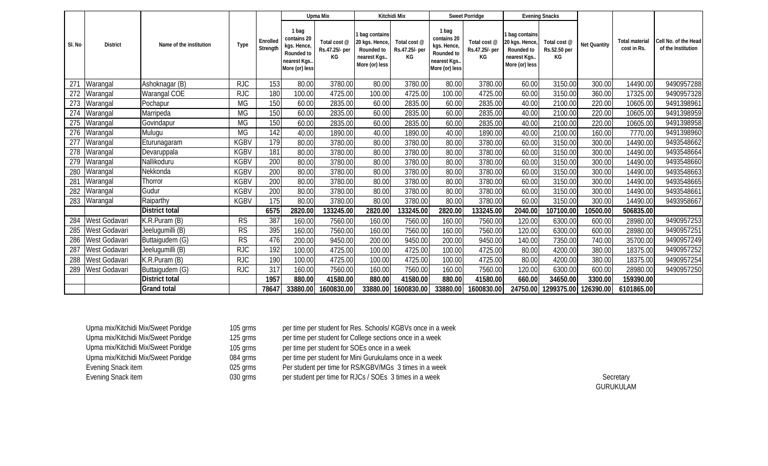| Sl. No | District | Name of the institution | Type | Enrolled Strength | Upma Mix | | Kitchidi Mix | | Sweet Porridge | | Evening Snacks | | Net Quantity | Total material cost in Rs. | Cell No. of the Head of the Institution |
|---|---|---|---|---|---|---|---|---|---|---|---|---|---|---|---|
| | | | | | 1 bag contains 20 kgs. Hence, Rounded to nearest Kgs.. More (or) less | Total cost @ Rs.47.25/- per KG | 1 bag contains 20 kgs. Hence, Rounded to nearest Kgs.. More (or) less | Total cost @ Rs.47.25/- per KG | 1 bag contains 20 kgs. Hence, Rounded to nearest Kgs.. More (or) less | Total cost @ Rs.47.25/- per KG | 1 bag contains 20 kgs. Hence, Rounded to nearest Kgs.. More (or) less | Total cost @ Rs.52.50 per KG | | | |
| 271 | Warangal | Ashoknagar (B) | RJC | 153 | 80.00 | 3780.00 | 80.00 | 3780.00 | 80.00 | 3780.00 | 60.00 | 3150.00 | 300.00 | 14490.00 | 9490957288 |
| 272 | Warangal | Warangal COE | RJC | 180 | 100.00 | 4725.00 | 100.00 | 4725.00 | 100.00 | 4725.00 | 60.00 | 3150.00 | 360.00 | 17325.00 | 9490957328 |
| 273 | Warangal | Pochapur | MG | 150 | 60.00 | 2835.00 | 60.00 | 2835.00 | 60.00 | 2835.00 | 40.00 | 2100.00 | 220.00 | 10605.00 | 9491398961 |
| 274 | Warangal | Marripeda | MG | 150 | 60.00 | 2835.00 | 60.00 | 2835.00 | 60.00 | 2835.00 | 40.00 | 2100.00 | 220.00 | 10605.00 | 9491398959 |
| 275 | Warangal | Govindapur | MG | 150 | 60.00 | 2835.00 | 60.00 | 2835.00 | 60.00 | 2835.00 | 40.00 | 2100.00 | 220.00 | 10605.00 | 9491398958 |
| 276 | Warangal | Mulugu | MG | 142 | 40.00 | 1890.00 | 40.00 | 1890.00 | 40.00 | 1890.00 | 40.00 | 2100.00 | 160.00 | 7770.00 | 9491398960 |
| 277 | Warangal | Eturunagaram | KGBV | 179 | 80.00 | 3780.00 | 80.00 | 3780.00 | 80.00 | 3780.00 | 60.00 | 3150.00 | 300.00 | 14490.00 | 9493548662 |
| 278 | Warangal | Devaruppala | KGBV | 181 | 80.00 | 3780.00 | 80.00 | 3780.00 | 80.00 | 3780.00 | 60.00 | 3150.00 | 300.00 | 14490.00 | 9493548664 |
| 279 | Warangal | Nallikoduru | KGBV | 200 | 80.00 | 3780.00 | 80.00 | 3780.00 | 80.00 | 3780.00 | 60.00 | 3150.00 | 300.00 | 14490.00 | 9493548660 |
| 280 | Warangal | Nekkonda | KGBV | 200 | 80.00 | 3780.00 | 80.00 | 3780.00 | 80.00 | 3780.00 | 60.00 | 3150.00 | 300.00 | 14490.00 | 9493548663 |
| 281 | Warangal | Thorror | KGBV | 200 | 80.00 | 3780.00 | 80.00 | 3780.00 | 80.00 | 3780.00 | 60.00 | 3150.00 | 300.00 | 14490.00 | 9493548665 |
| 282 | Warangal | Gudur | KGBV | 200 | 80.00 | 3780.00 | 80.00 | 3780.00 | 80.00 | 3780.00 | 60.00 | 3150.00 | 300.00 | 14490.00 | 9493548661 |
| 283 | Warangal | Raiparthy | KGBV | 175 | 80.00 | 3780.00 | 80.00 | 3780.00 | 80.00 | 3780.00 | 60.00 | 3150.00 | 300.00 | 14490.00 | 9493958667 |
| | | **District total** | | **6575** | **2820.00** | **133245.00** | **2820.00** | **133245.00** | **2820.00** | **133245.00** | **2040.00** | **107100.00** | **10500.00** | **506835.00** | |
| 284 | West Godavari | K.R.Puram (B) | RS | 387 | 160.00 | 7560.00 | 160.00 | 7560.00 | 160.00 | 7560.00 | 120.00 | 6300.00 | 600.00 | 28980.00 | 9490957253 |
| 285 | West Godavari | Jeelugumilli (B) | RS | 395 | 160.00 | 7560.00 | 160.00 | 7560.00 | 160.00 | 7560.00 | 120.00 | 6300.00 | 600.00 | 28980.00 | 9490957251 |
| 286 | West Godavari | Buttaigudem (G) | RS | 476 | 200.00 | 9450.00 | 200.00 | 9450.00 | 200.00 | 9450.00 | 140.00 | 7350.00 | 740.00 | 35700.00 | 9490957249 |
| 287 | West Godavari | Jeelugumilli (B) | RJC | 192 | 100.00 | 4725.00 | 100.00 | 4725.00 | 100.00 | 4725.00 | 80.00 | 4200.00 | 380.00 | 18375.00 | 9490957252 |
| 288 | West Godavari | K.R.Puram (B) | RJC | 190 | 100.00 | 4725.00 | 100.00 | 4725.00 | 100.00 | 4725.00 | 80.00 | 4200.00 | 380.00 | 18375.00 | 9490957254 |
| 289 | West Godavari | Buttaigudem (G) | RJC | 317 | 160.00 | 7560.00 | 160.00 | 7560.00 | 160.00 | 7560.00 | 120.00 | 6300.00 | 600.00 | 28980.00 | 9490957250 |
| | | **District total** | | **1957** | **880.00** | **41580.00** | **880.00** | **41580.00** | **880.00** | **41580.00** | **660.00** | **34650.00** | **3300.00** | **159390.00** | |
| | | **Grand total** | | **78647** | **33880.00** | **1600830.00** | **33880.00** | **1600830.00** | **33880.00** | **1600830.00** | **24750.00** | **1299375.00** | **126390.00** | **6101865.00** | |

| | | |
|---|---|---|
| Upma mix/Kitchidi Mix/Sweet Poridge | 105 grms | per time per student for Res. Schools/ KGBVs once in a week |
| Upma mix/Kitchidi Mix/Sweet Poridge | 125 grms | per time per student for College sections once in a week |
| Upma mix/Kitchidi Mix/Sweet Poridge | 105 grms | per time per student for SOEs once in a week |
| Upma mix/Kitchidi Mix/Sweet Poridge | 084 grms | per time per student for Mini Gurukulams once in a week |
| Evening Snack item | 025 grms | Per student per time for RS/KGBV/MGs 3 times in a week |
| Evening Snack item | 030 grms | per student per time for RJCs / SOEs 3 times in a week |

Secretary
GURUKULAM